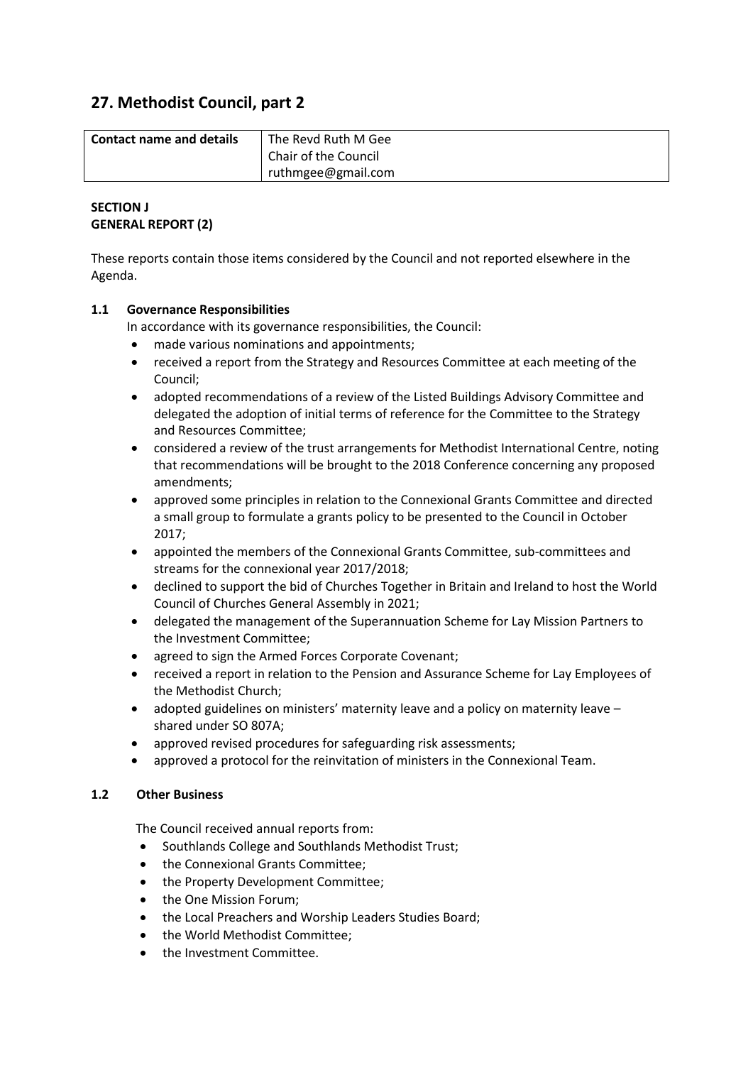# 27. Methodist Council, part 2

| Contact name and details | The Revd Ruth M Gee<br>Chair of the Council<br>ruthmgee@gmail.com |
|---|---|

**SECTION J**
**GENERAL REPORT (2)**

These reports contain those items considered by the Council and not reported elsewhere in the Agenda.

### 1.1 Governance Responsibilities

In accordance with its governance responsibilities, the Council:

- made various nominations and appointments;
- received a report from the Strategy and Resources Committee at each meeting of the Council;
- adopted recommendations of a review of the Listed Buildings Advisory Committee and delegated the adoption of initial terms of reference for the Committee to the Strategy and Resources Committee;
- considered a review of the trust arrangements for Methodist International Centre, noting that recommendations will be brought to the 2018 Conference concerning any proposed amendments;
- approved some principles in relation to the Connexional Grants Committee and directed a small group to formulate a grants policy to be presented to the Council in October 2017;
- appointed the members of the Connexional Grants Committee, sub-committees and streams for the connexional year 2017/2018;
- declined to support the bid of Churches Together in Britain and Ireland to host the World Council of Churches General Assembly in 2021;
- delegated the management of the Superannuation Scheme for Lay Mission Partners to the Investment Committee;
- agreed to sign the Armed Forces Corporate Covenant;
- received a report in relation to the Pension and Assurance Scheme for Lay Employees of the Methodist Church;
- adopted guidelines on ministers' maternity leave and a policy on maternity leave – shared under SO 807A;
- approved revised procedures for safeguarding risk assessments;
- approved a protocol for the reinvitation of ministers in the Connexional Team.

### 1.2 Other Business

The Council received annual reports from:

- Southlands College and Southlands Methodist Trust;
- the Connexional Grants Committee;
- the Property Development Committee;
- the One Mission Forum;
- the Local Preachers and Worship Leaders Studies Board;
- the World Methodist Committee;
- the Investment Committee.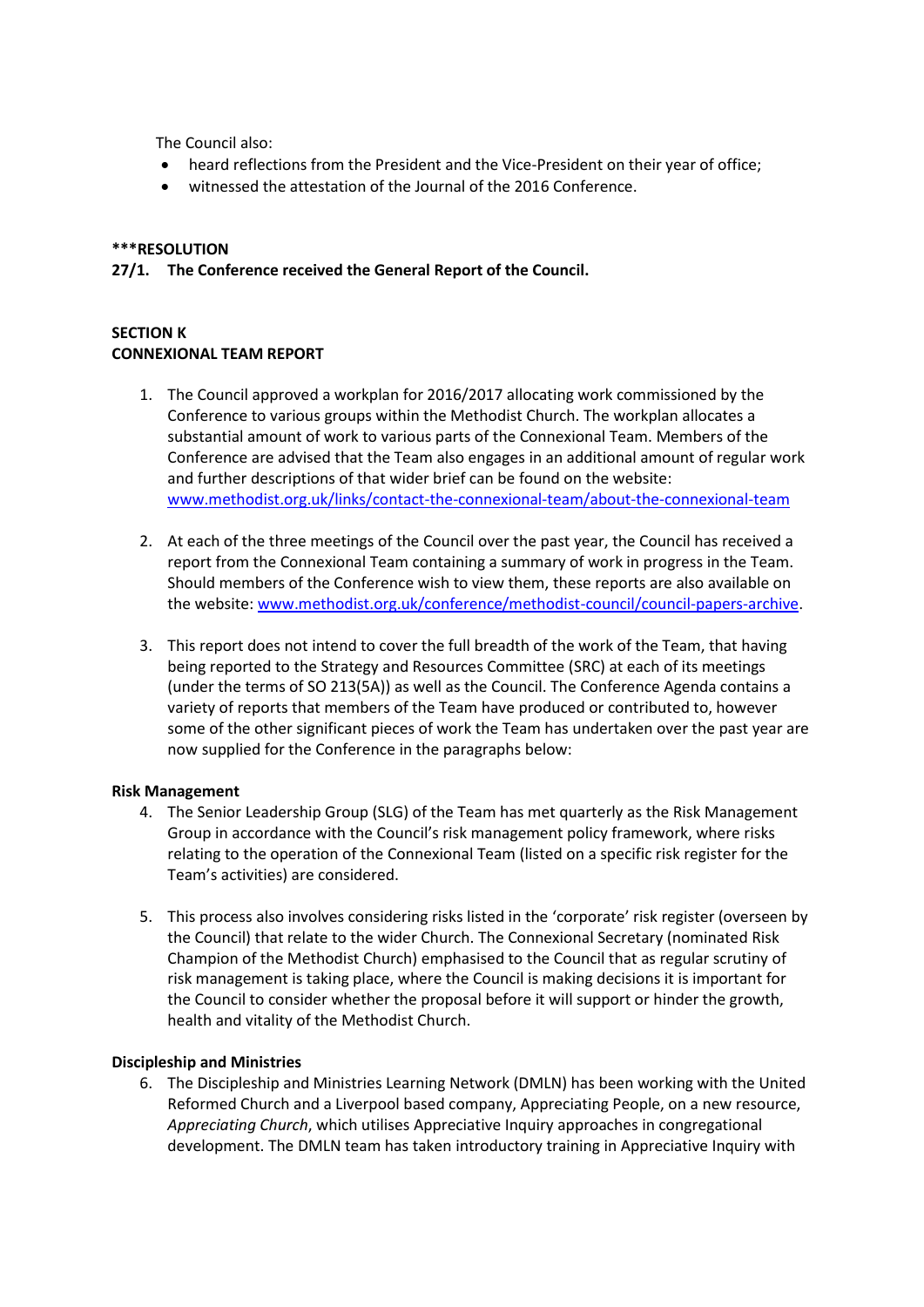The Council also:

- heard reflections from the President and the Vice-President on their year of office;
- witnessed the attestation of the Journal of the 2016 Conference.

**\*\*\*RESOLUTION**

**27/1. The Conference received the General Report of the Council.**

**SECTION K**
**CONNEXIONAL TEAM REPORT**

1. The Council approved a workplan for 2016/2017 allocating work commissioned by the Conference to various groups within the Methodist Church. The workplan allocates a substantial amount of work to various parts of the Connexional Team. Members of the Conference are advised that the Team also engages in an additional amount of regular work and further descriptions of that wider brief can be found on the website: www.methodist.org.uk/links/contact-the-connexional-team/about-the-connexional-team

2. At each of the three meetings of the Council over the past year, the Council has received a report from the Connexional Team containing a summary of work in progress in the Team. Should members of the Conference wish to view them, these reports are also available on the website: www.methodist.org.uk/conference/methodist-council/council-papers-archive.

3. This report does not intend to cover the full breadth of the work of the Team, that having being reported to the Strategy and Resources Committee (SRC) at each of its meetings (under the terms of SO 213(5A)) as well as the Council. The Conference Agenda contains a variety of reports that members of the Team have produced or contributed to, however some of the other significant pieces of work the Team has undertaken over the past year are now supplied for the Conference in the paragraphs below:

**Risk Management**

4. The Senior Leadership Group (SLG) of the Team has met quarterly as the Risk Management Group in accordance with the Council's risk management policy framework, where risks relating to the operation of the Connexional Team (listed on a specific risk register for the Team's activities) are considered.

5. This process also involves considering risks listed in the 'corporate' risk register (overseen by the Council) that relate to the wider Church. The Connexional Secretary (nominated Risk Champion of the Methodist Church) emphasised to the Council that as regular scrutiny of risk management is taking place, where the Council is making decisions it is important for the Council to consider whether the proposal before it will support or hinder the growth, health and vitality of the Methodist Church.

**Discipleship and Ministries**

6. The Discipleship and Ministries Learning Network (DMLN) has been working with the United Reformed Church and a Liverpool based company, Appreciating People, on a new resource, *Appreciating Church*, which utilises Appreciative Inquiry approaches in congregational development. The DMLN team has taken introductory training in Appreciative Inquiry with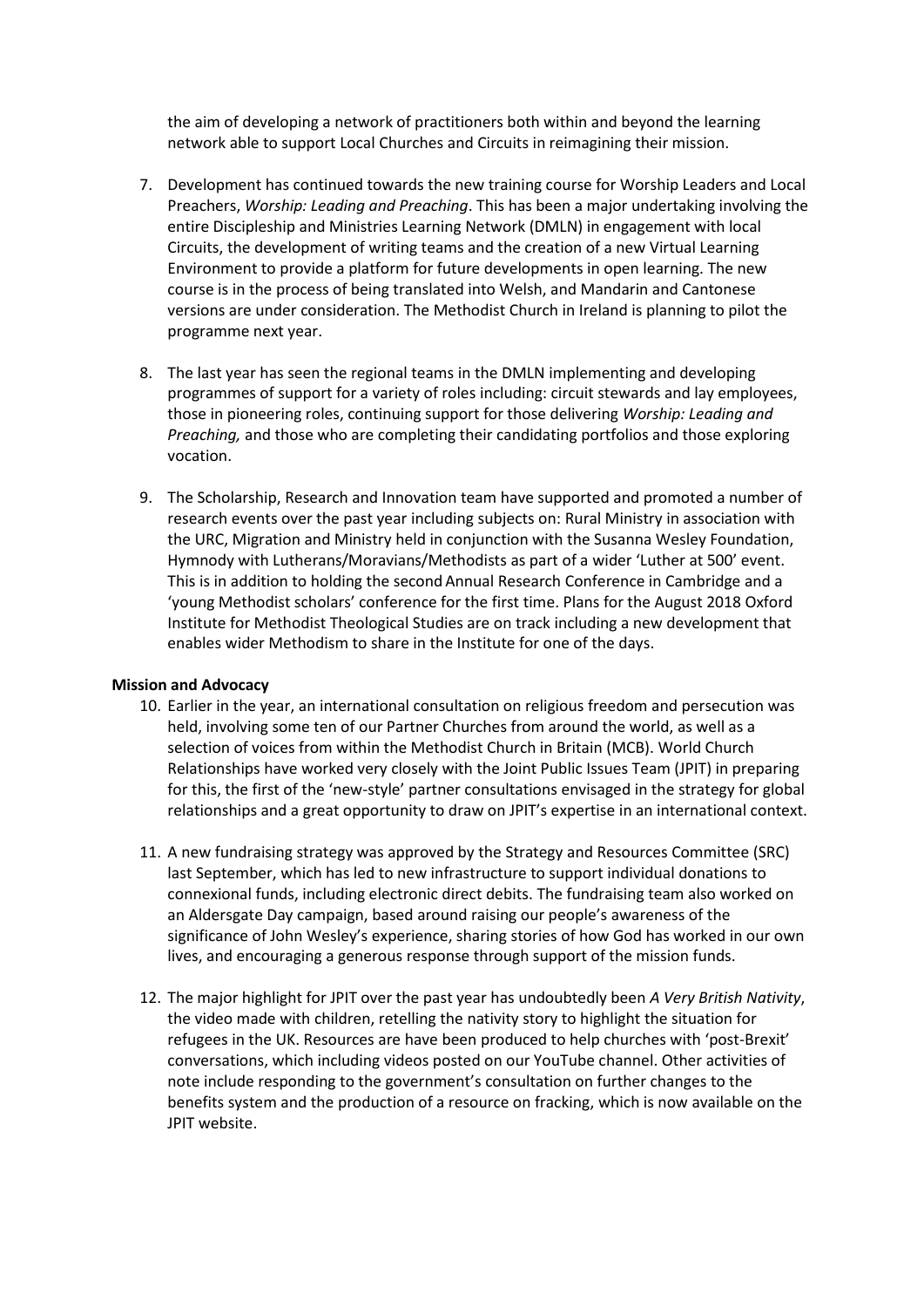the aim of developing a network of practitioners both within and beyond the learning network able to support Local Churches and Circuits in reimagining their mission.

7. Development has continued towards the new training course for Worship Leaders and Local Preachers, *Worship: Leading and Preaching*. This has been a major undertaking involving the entire Discipleship and Ministries Learning Network (DMLN) in engagement with local Circuits, the development of writing teams and the creation of a new Virtual Learning Environment to provide a platform for future developments in open learning. The new course is in the process of being translated into Welsh, and Mandarin and Cantonese versions are under consideration. The Methodist Church in Ireland is planning to pilot the programme next year.

8. The last year has seen the regional teams in the DMLN implementing and developing programmes of support for a variety of roles including: circuit stewards and lay employees, those in pioneering roles, continuing support for those delivering *Worship: Leading and Preaching,* and those who are completing their candidating portfolios and those exploring vocation.

9. The Scholarship, Research and Innovation team have supported and promoted a number of research events over the past year including subjects on: Rural Ministry in association with the URC, Migration and Ministry held in conjunction with the Susanna Wesley Foundation, Hymnody with Lutherans/Moravians/Methodists as part of a wider 'Luther at 500' event. This is in addition to holding the second Annual Research Conference in Cambridge and a 'young Methodist scholars' conference for the first time. Plans for the August 2018 Oxford Institute for Methodist Theological Studies are on track including a new development that enables wider Methodism to share in the Institute for one of the days.

**Mission and Advocacy**

10. Earlier in the year, an international consultation on religious freedom and persecution was held, involving some ten of our Partner Churches from around the world, as well as a selection of voices from within the Methodist Church in Britain (MCB). World Church Relationships have worked very closely with the Joint Public Issues Team (JPIT) in preparing for this, the first of the 'new-style' partner consultations envisaged in the strategy for global relationships and a great opportunity to draw on JPIT's expertise in an international context.

11. A new fundraising strategy was approved by the Strategy and Resources Committee (SRC) last September, which has led to new infrastructure to support individual donations to connexional funds, including electronic direct debits. The fundraising team also worked on an Aldersgate Day campaign, based around raising our people's awareness of the significance of John Wesley's experience, sharing stories of how God has worked in our own lives, and encouraging a generous response through support of the mission funds.

12. The major highlight for JPIT over the past year has undoubtedly been *A Very British Nativity*, the video made with children, retelling the nativity story to highlight the situation for refugees in the UK. Resources are have been produced to help churches with 'post-Brexit' conversations, which including videos posted on our YouTube channel. Other activities of note include responding to the government's consultation on further changes to the benefits system and the production of a resource on fracking, which is now available on the JPIT website.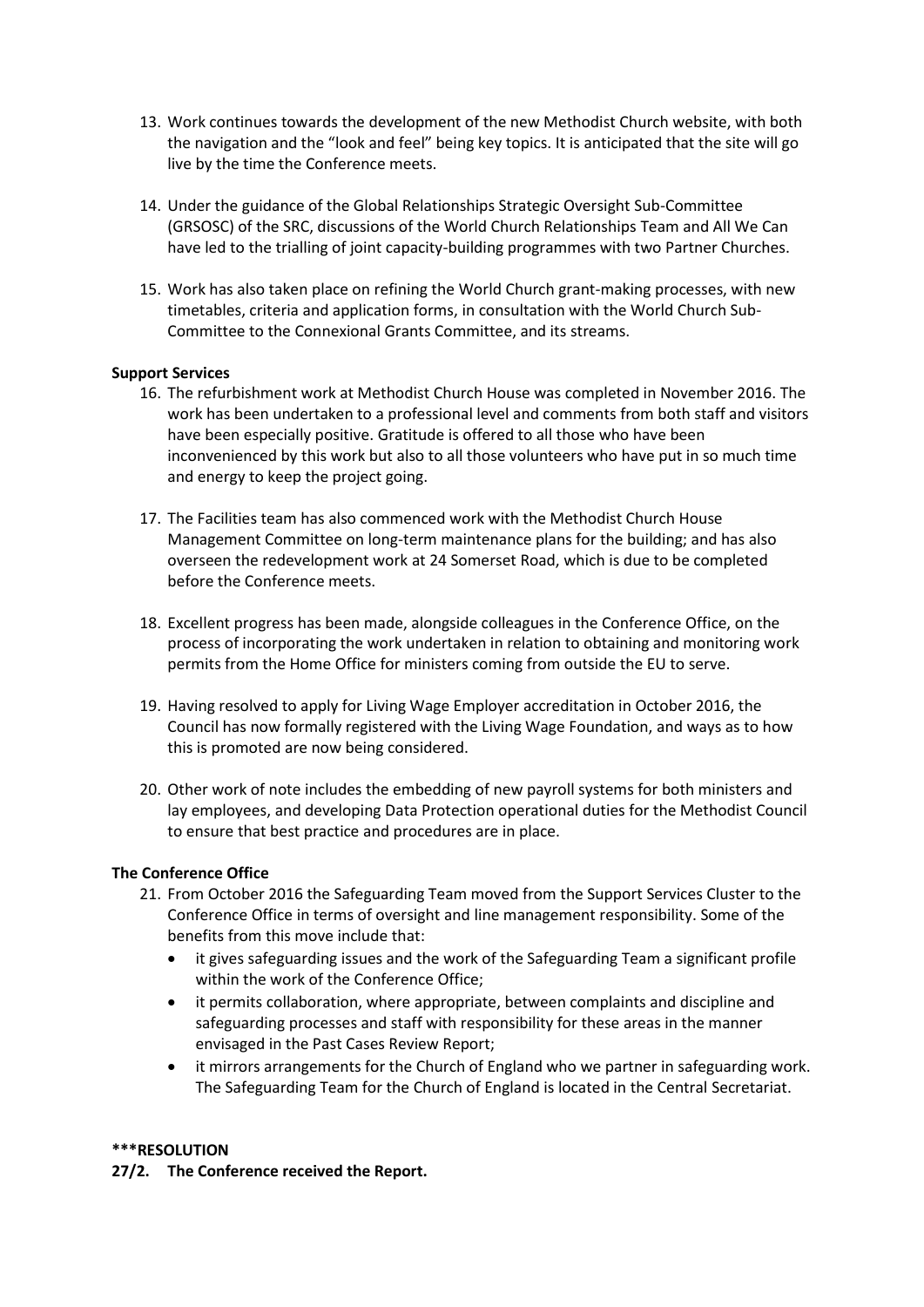13. Work continues towards the development of the new Methodist Church website, with both the navigation and the "look and feel" being key topics. It is anticipated that the site will go live by the time the Conference meets.

14. Under the guidance of the Global Relationships Strategic Oversight Sub-Committee (GRSOSC) of the SRC, discussions of the World Church Relationships Team and All We Can have led to the trialling of joint capacity-building programmes with two Partner Churches.

15. Work has also taken place on refining the World Church grant-making processes, with new timetables, criteria and application forms, in consultation with the World Church Sub-Committee to the Connexional Grants Committee, and its streams.

**Support Services**

16. The refurbishment work at Methodist Church House was completed in November 2016. The work has been undertaken to a professional level and comments from both staff and visitors have been especially positive. Gratitude is offered to all those who have been inconvenienced by this work but also to all those volunteers who have put in so much time and energy to keep the project going.

17. The Facilities team has also commenced work with the Methodist Church House Management Committee on long-term maintenance plans for the building; and has also overseen the redevelopment work at 24 Somerset Road, which is due to be completed before the Conference meets.

18. Excellent progress has been made, alongside colleagues in the Conference Office, on the process of incorporating the work undertaken in relation to obtaining and monitoring work permits from the Home Office for ministers coming from outside the EU to serve.

19. Having resolved to apply for Living Wage Employer accreditation in October 2016, the Council has now formally registered with the Living Wage Foundation, and ways as to how this is promoted are now being considered.

20. Other work of note includes the embedding of new payroll systems for both ministers and lay employees, and developing Data Protection operational duties for the Methodist Council to ensure that best practice and procedures are in place.

**The Conference Office**

21. From October 2016 the Safeguarding Team moved from the Support Services Cluster to the Conference Office in terms of oversight and line management responsibility. Some of the benefits from this move include that:
    - it gives safeguarding issues and the work of the Safeguarding Team a significant profile within the work of the Conference Office;
    - it permits collaboration, where appropriate, between complaints and discipline and safeguarding processes and staff with responsibility for these areas in the manner envisaged in the Past Cases Review Report;
    - it mirrors arrangements for the Church of England who we partner in safeguarding work. The Safeguarding Team for the Church of England is located in the Central Secretariat.

**\*\*\*RESOLUTION**

**27/2. The Conference received the Report.**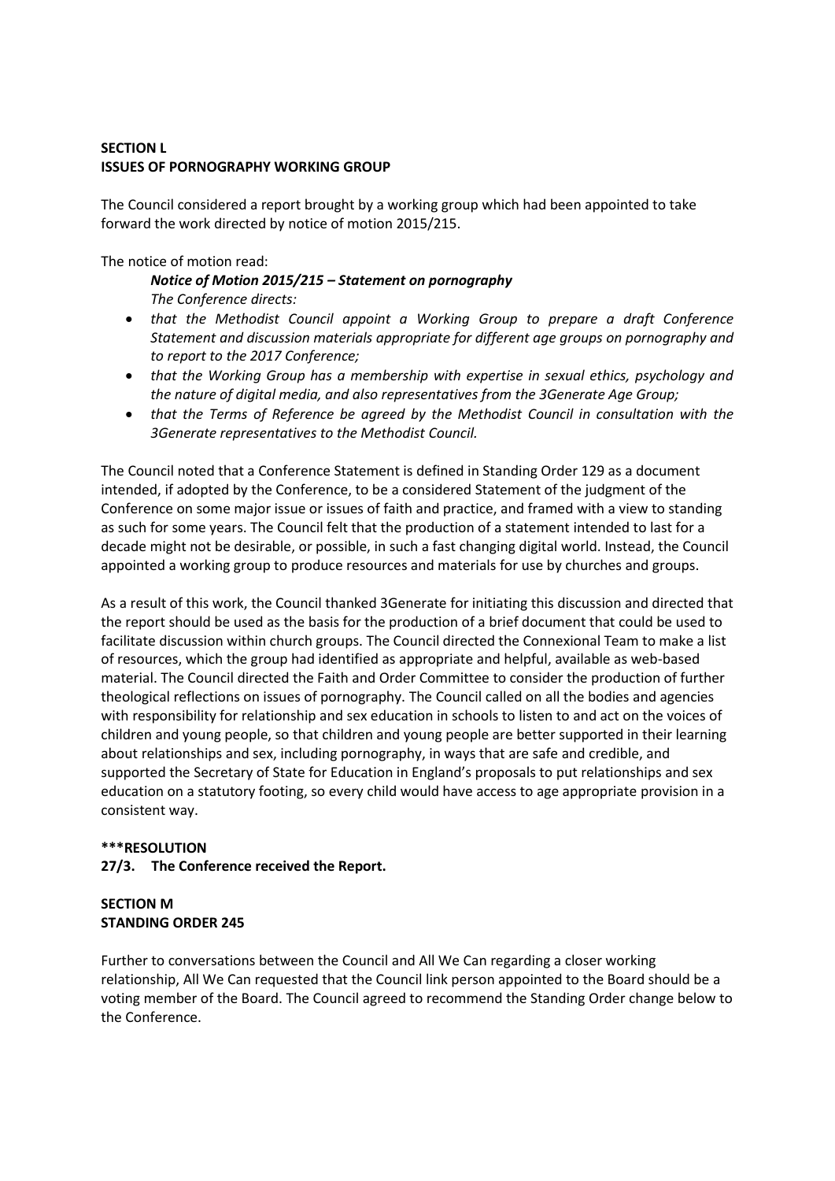**SECTION L**
**ISSUES OF PORNOGRAPHY WORKING GROUP**

The Council considered a report brought by a working group which had been appointed to take forward the work directed by notice of motion 2015/215.

The notice of motion read:

> ***Notice of Motion 2015/215 – Statement on pornography***
> *The Conference directs:*
> - *that the Methodist Council appoint a Working Group to prepare a draft Conference Statement and discussion materials appropriate for different age groups on pornography and to report to the 2017 Conference;*
> - *that the Working Group has a membership with expertise in sexual ethics, psychology and the nature of digital media, and also representatives from the 3Generate Age Group;*
> - *that the Terms of Reference be agreed by the Methodist Council in consultation with the 3Generate representatives to the Methodist Council.*

The Council noted that a Conference Statement is defined in Standing Order 129 as a document intended, if adopted by the Conference, to be a considered Statement of the judgment of the Conference on some major issue or issues of faith and practice, and framed with a view to standing as such for some years. The Council felt that the production of a statement intended to last for a decade might not be desirable, or possible, in such a fast changing digital world. Instead, the Council appointed a working group to produce resources and materials for use by churches and groups.

As a result of this work, the Council thanked 3Generate for initiating this discussion and directed that the report should be used as the basis for the production of a brief document that could be used to facilitate discussion within church groups. The Council directed the Connexional Team to make a list of resources, which the group had identified as appropriate and helpful, available as web-based material. The Council directed the Faith and Order Committee to consider the production of further theological reflections on issues of pornography. The Council called on all the bodies and agencies with responsibility for relationship and sex education in schools to listen to and act on the voices of children and young people, so that children and young people are better supported in their learning about relationships and sex, including pornography, in ways that are safe and credible, and supported the Secretary of State for Education in England's proposals to put relationships and sex education on a statutory footing, so every child would have access to age appropriate provision in a consistent way.

**\*\*\*RESOLUTION**
**27/3. The Conference received the Report.**

**SECTION M**
**STANDING ORDER 245**

Further to conversations between the Council and All We Can regarding a closer working relationship, All We Can requested that the Council link person appointed to the Board should be a voting member of the Board. The Council agreed to recommend the Standing Order change below to the Conference.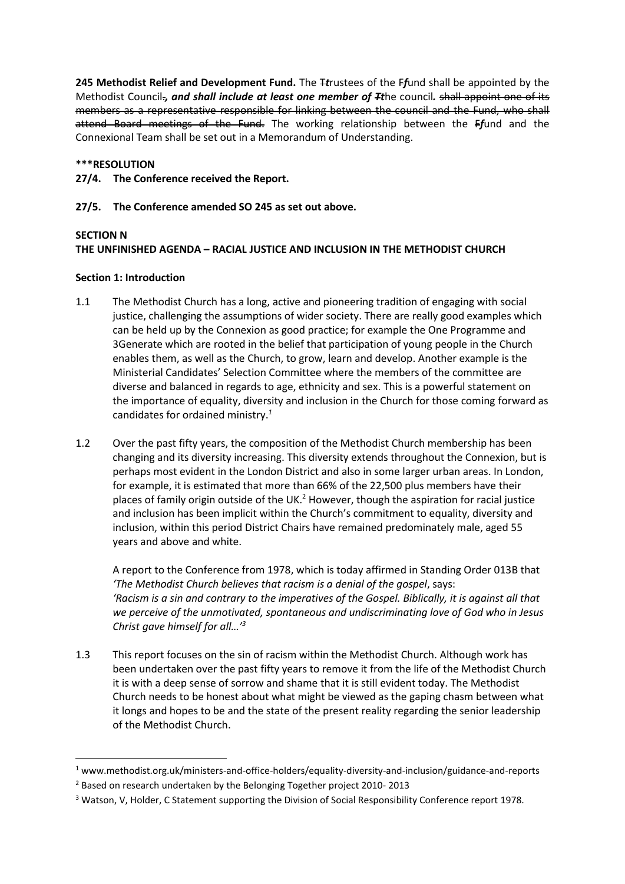**245 Methodist Relief and Development Fund.** The ~~T~~***t***rustees of the ~~F~~***f***und shall be appointed by the Methodist Council~~.~~***, and shall include at least one member of*** ~~T~~***t***he council***.*** ~~shall appoint one of its members as a representative responsible for linking between the council and the Fund, who shall attend Board meetings of the Fund.~~ The working relationship between the ~~F~~***f***und and the Connexional Team shall be set out in a Memorandum of Understanding.

**\*\*\*RESOLUTION**

**27/4. The Conference received the Report.**

**27/5. The Conference amended SO 245 as set out above.**

## SECTION N
## THE UNFINISHED AGENDA – RACIAL JUSTICE AND INCLUSION IN THE METHODIST CHURCH

### Section 1: Introduction

1.1 The Methodist Church has a long, active and pioneering tradition of engaging with social justice, challenging the assumptions of wider society. There are really good examples which can be held up by the Connexion as good practice; for example the One Programme and 3Generate which are rooted in the belief that participation of young people in the Church enables them, as well as the Church, to grow, learn and develop. Another example is the Ministerial Candidates' Selection Committee where the members of the committee are diverse and balanced in regards to age, ethnicity and sex. This is a powerful statement on the importance of equality, diversity and inclusion in the Church for those coming forward as candidates for ordained ministry.[1]

1.2 Over the past fifty years, the composition of the Methodist Church membership has been changing and its diversity increasing. This diversity extends throughout the Connexion, but is perhaps most evident in the London District and also in some larger urban areas. In London, for example, it is estimated that more than 66% of the 22,500 plus members have their places of family origin outside of the UK.[2] However, though the aspiration for racial justice and inclusion has been implicit within the Church's commitment to equality, diversity and inclusion, within this period District Chairs have remained predominately male, aged 55 years and above and white.

A report to the Conference from 1978, which is today affirmed in Standing Order 013B that *'The Methodist Church believes that racism is a denial of the gospel*, says: *'Racism is a sin and contrary to the imperatives of the Gospel. Biblically, it is against all that we perceive of the unmotivated, spontaneous and undiscriminating love of God who in Jesus Christ gave himself for all…'*[3]

1.3 This report focuses on the sin of racism within the Methodist Church. Although work has been undertaken over the past fifty years to remove it from the life of the Methodist Church it is with a deep sense of sorrow and shame that it is still evident today. The Methodist Church needs to be honest about what might be viewed as the gaping chasm between what it longs and hopes to be and the state of the present reality regarding the senior leadership of the Methodist Church.

---

[1] www.methodist.org.uk/ministers-and-office-holders/equality-diversity-and-inclusion/guidance-and-reports

[2] Based on research undertaken by the Belonging Together project 2010- 2013

[3] Watson, V, Holder, C Statement supporting the Division of Social Responsibility Conference report 1978.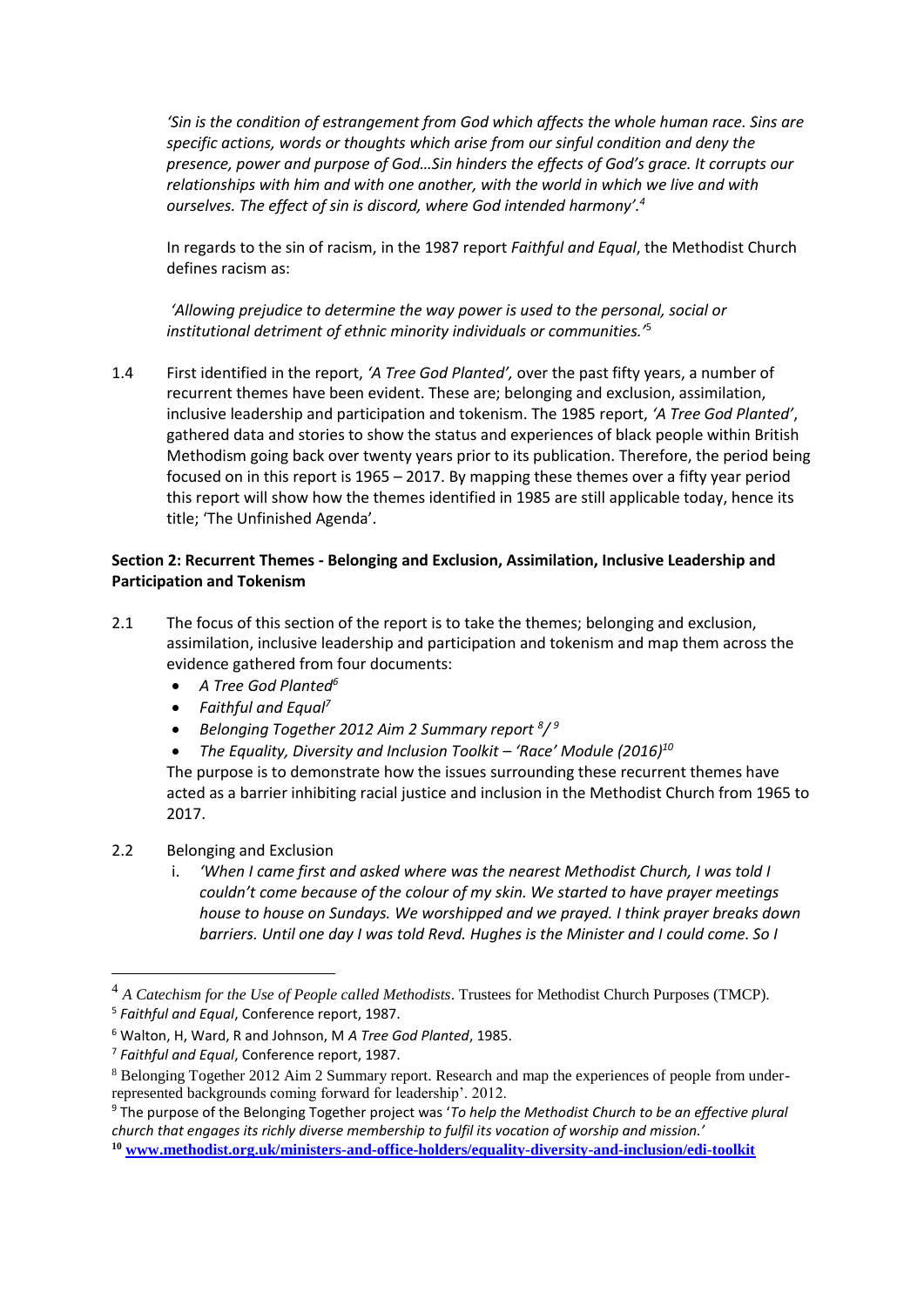*'Sin is the condition of estrangement from God which affects the whole human race. Sins are specific actions, words or thoughts which arise from our sinful condition and deny the presence, power and purpose of God…Sin hinders the effects of God's grace. It corrupts our relationships with him and with one another, with the world in which we live and with ourselves. The effect of sin is discord, where God intended harmony'.*[4]

In regards to the sin of racism, in the 1987 report *Faithful and Equal*, the Methodist Church defines racism as:

*'Allowing prejudice to determine the way power is used to the personal, social or institutional detriment of ethnic minority individuals or communities.'*[5]

1.4 First identified in the report, *'A Tree God Planted',* over the past fifty years, a number of recurrent themes have been evident. These are; belonging and exclusion, assimilation, inclusive leadership and participation and tokenism. The 1985 report, *'A Tree God Planted'*, gathered data and stories to show the status and experiences of black people within British Methodism going back over twenty years prior to its publication. Therefore, the period being focused on in this report is 1965 – 2017. By mapping these themes over a fifty year period this report will show how the themes identified in 1985 are still applicable today, hence its title; 'The Unfinished Agenda'.

**Section 2: Recurrent Themes - Belonging and Exclusion, Assimilation, Inclusive Leadership and Participation and Tokenism**

2.1 The focus of this section of the report is to take the themes; belonging and exclusion, assimilation, inclusive leadership and participation and tokenism and map them across the evidence gathered from four documents:

- *A Tree God Planted*[6]
- *Faithful and Equal*[7]
- *Belonging Together 2012 Aim 2 Summary report* [8]/ [9]
- *The Equality, Diversity and Inclusion Toolkit – 'Race' Module (2016)*[10]

The purpose is to demonstrate how the issues surrounding these recurrent themes have acted as a barrier inhibiting racial justice and inclusion in the Methodist Church from 1965 to 2017.

2.2 Belonging and Exclusion

i. *'When I came first and asked where was the nearest Methodist Church, I was told I couldn't come because of the colour of my skin. We started to have prayer meetings house to house on Sundays. We worshipped and we prayed. I think prayer breaks down barriers. Until one day I was told Revd. Hughes is the Minister and I could come. So I*

---

[4] *A Catechism for the Use of People called Methodists*. Trustees for Methodist Church Purposes (TMCP).

[5] *Faithful and Equal*, Conference report, 1987.

[6] Walton, H, Ward, R and Johnson, M *A Tree God Planted*, 1985.

[7] *Faithful and Equal*, Conference report, 1987.

[8] Belonging Together 2012 Aim 2 Summary report. Research and map the experiences of people from under-represented backgrounds coming forward for leadership'. 2012.

[9] The purpose of the Belonging Together project was '*To help the Methodist Church to be an effective plural church that engages its richly diverse membership to fulfil its vocation of worship and mission.'*

[10] **www.methodist.org.uk/ministers-and-office-holders/equality-diversity-and-inclusion/edi-toolkit**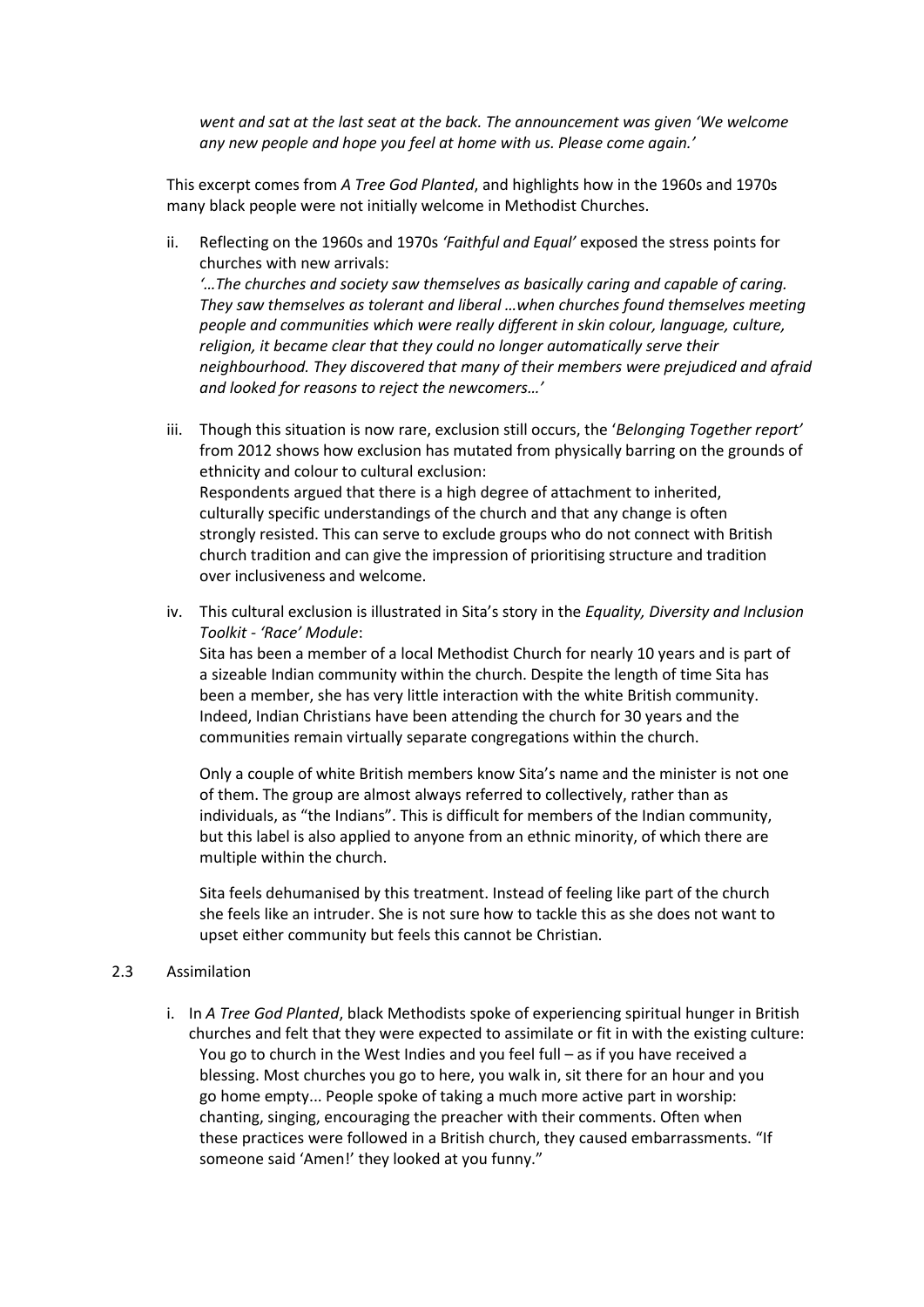*went and sat at the last seat at the back. The announcement was given 'We welcome any new people and hope you feel at home with us. Please come again.'*

This excerpt comes from *A Tree God Planted*, and highlights how in the 1960s and 1970s many black people were not initially welcome in Methodist Churches.

ii. Reflecting on the 1960s and 1970s *'Faithful and Equal'* exposed the stress points for churches with new arrivals:
*'…The churches and society saw themselves as basically caring and capable of caring. They saw themselves as tolerant and liberal …when churches found themselves meeting people and communities which were really different in skin colour, language, culture, religion, it became clear that they could no longer automatically serve their neighbourhood. They discovered that many of their members were prejudiced and afraid and looked for reasons to reject the newcomers…'*

iii. Though this situation is now rare, exclusion still occurs, the '*Belonging Together report'* from 2012 shows how exclusion has mutated from physically barring on the grounds of ethnicity and colour to cultural exclusion:
Respondents argued that there is a high degree of attachment to inherited, culturally specific understandings of the church and that any change is often strongly resisted. This can serve to exclude groups who do not connect with British church tradition and can give the impression of prioritising structure and tradition over inclusiveness and welcome.

iv. This cultural exclusion is illustrated in Sita's story in the *Equality, Diversity and Inclusion Toolkit - 'Race' Module*:
Sita has been a member of a local Methodist Church for nearly 10 years and is part of a sizeable Indian community within the church. Despite the length of time Sita has been a member, she has very little interaction with the white British community. Indeed, Indian Christians have been attending the church for 30 years and the communities remain virtually separate congregations within the church.

   Only a couple of white British members know Sita's name and the minister is not one of them. The group are almost always referred to collectively, rather than as individuals, as "the Indians". This is difficult for members of the Indian community, but this label is also applied to anyone from an ethnic minority, of which there are multiple within the church.

   Sita feels dehumanised by this treatment. Instead of feeling like part of the church she feels like an intruder. She is not sure how to tackle this as she does not want to upset either community but feels this cannot be Christian.

## 2.3 Assimilation

i. In *A Tree God Planted*, black Methodists spoke of experiencing spiritual hunger in British churches and felt that they were expected to assimilate or fit in with the existing culture:
You go to church in the West Indies and you feel full – as if you have received a blessing. Most churches you go to here, you walk in, sit there for an hour and you go home empty... People spoke of taking a much more active part in worship: chanting, singing, encouraging the preacher with their comments. Often when these practices were followed in a British church, they caused embarrassments. "If someone said 'Amen!' they looked at you funny."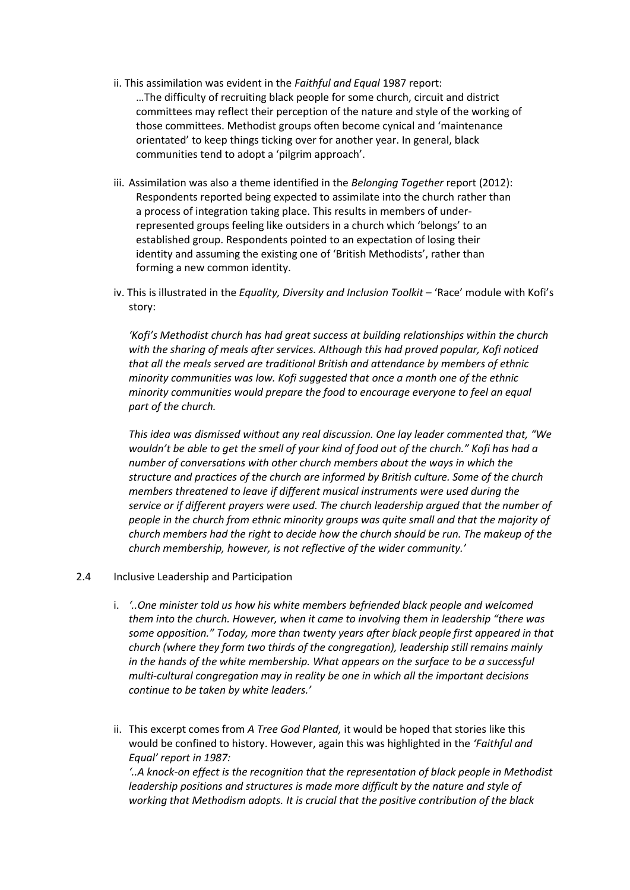ii. This assimilation was evident in the *Faithful and Equal* 1987 report:

> …The difficulty of recruiting black people for some church, circuit and district committees may reflect their perception of the nature and style of the working of those committees. Methodist groups often become cynical and 'maintenance orientated' to keep things ticking over for another year. In general, black communities tend to adopt a 'pilgrim approach'.

iii. Assimilation was also a theme identified in the *Belonging Together* report (2012):

> Respondents reported being expected to assimilate into the church rather than a process of integration taking place. This results in members of under-represented groups feeling like outsiders in a church which 'belongs' to an established group. Respondents pointed to an expectation of losing their identity and assuming the existing one of 'British Methodists', rather than forming a new common identity.

iv. This is illustrated in the *Equality, Diversity and Inclusion Toolkit* – 'Race' module with Kofi's story:

*'Kofi's Methodist church has had great success at building relationships within the church with the sharing of meals after services. Although this had proved popular, Kofi noticed that all the meals served are traditional British and attendance by members of ethnic minority communities was low. Kofi suggested that once a month one of the ethnic minority communities would prepare the food to encourage everyone to feel an equal part of the church.*

*This idea was dismissed without any real discussion. One lay leader commented that, "We wouldn't be able to get the smell of your kind of food out of the church." Kofi has had a number of conversations with other church members about the ways in which the structure and practices of the church are informed by British culture. Some of the church members threatened to leave if different musical instruments were used during the service or if different prayers were used. The church leadership argued that the number of people in the church from ethnic minority groups was quite small and that the majority of church members had the right to decide how the church should be run. The makeup of the church membership, however, is not reflective of the wider community.'*

2.4 Inclusive Leadership and Participation

i. *'..One minister told us how his white members befriended black people and welcomed them into the church. However, when it came to involving them in leadership "there was some opposition." Today, more than twenty years after black people first appeared in that church (where they form two thirds of the congregation), leadership still remains mainly in the hands of the white membership. What appears on the surface to be a successful multi-cultural congregation may in reality be one in which all the important decisions continue to be taken by white leaders.'*

ii. This excerpt comes from *A Tree God Planted,* it would be hoped that stories like this would be confined to history. However, again this was highlighted in the *'Faithful and Equal' report in 1987:*

*'..A knock-on effect is the recognition that the representation of black people in Methodist leadership positions and structures is made more difficult by the nature and style of working that Methodism adopts. It is crucial that the positive contribution of the black*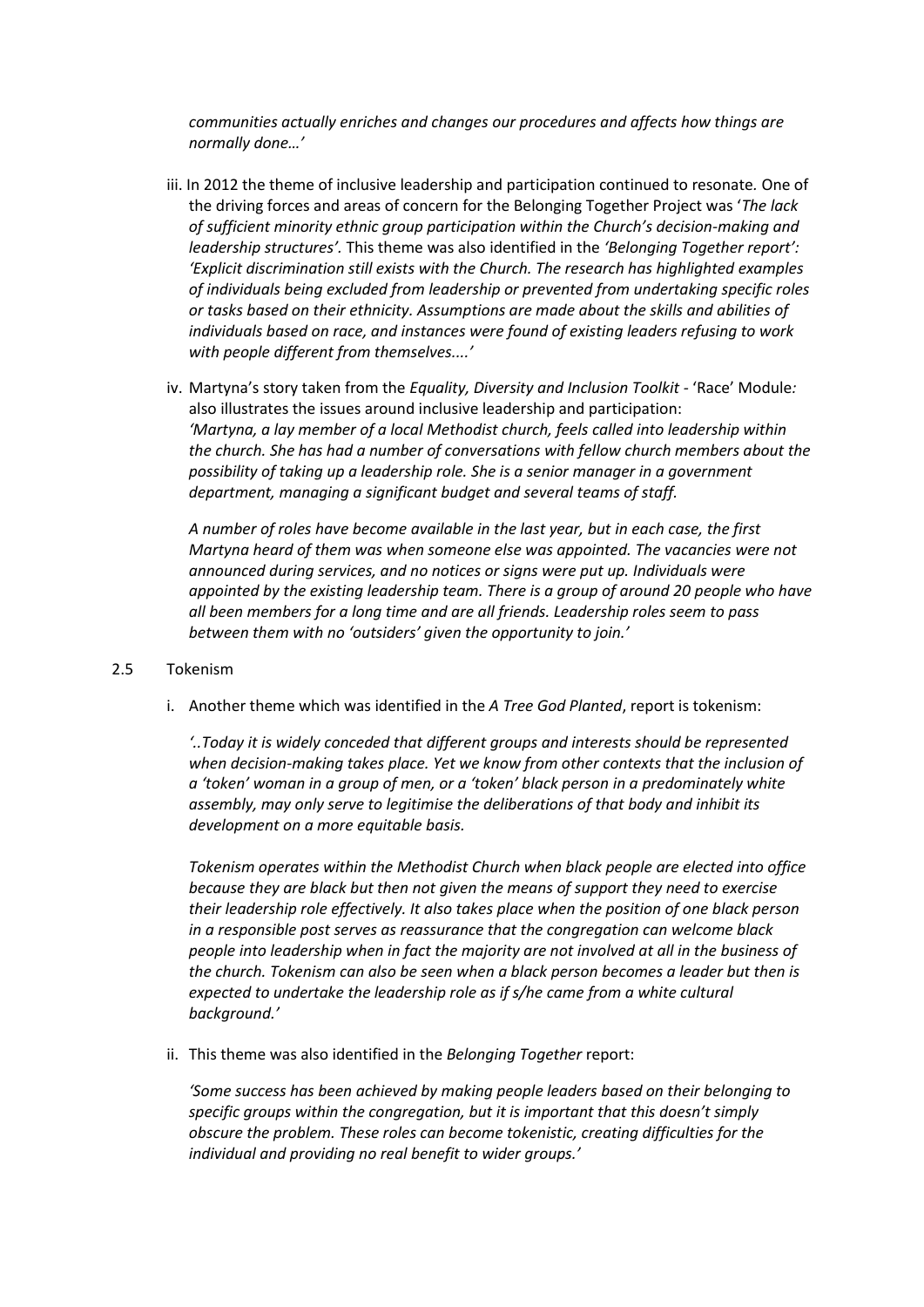*communities actually enriches and changes our procedures and affects how things are normally done…'*

iii. In 2012 the theme of inclusive leadership and participation continued to resonate. One of the driving forces and areas of concern for the Belonging Together Project was '*The lack of sufficient minority ethnic group participation within the Church's decision-making and leadership structures'.* This theme was also identified in the *'Belonging Together report': 'Explicit discrimination still exists with the Church. The research has highlighted examples of individuals being excluded from leadership or prevented from undertaking specific roles or tasks based on their ethnicity. Assumptions are made about the skills and abilities of individuals based on race, and instances were found of existing leaders refusing to work with people different from themselves....'*

iv. Martyna's story taken from the *Equality, Diversity and Inclusion Toolkit* - 'Race' Module*:* also illustrates the issues around inclusive leadership and participation:
*'Martyna, a lay member of a local Methodist church, feels called into leadership within the church. She has had a number of conversations with fellow church members about the possibility of taking up a leadership role. She is a senior manager in a government department, managing a significant budget and several teams of staff.*

*A number of roles have become available in the last year, but in each case, the first Martyna heard of them was when someone else was appointed. The vacancies were not announced during services, and no notices or signs were put up. Individuals were appointed by the existing leadership team. There is a group of around 20 people who have all been members for a long time and are all friends. Leadership roles seem to pass between them with no 'outsiders' given the opportunity to join.'*

2.5 Tokenism

i. Another theme which was identified in the *A Tree God Planted*, report is tokenism:

*'..Today it is widely conceded that different groups and interests should be represented when decision-making takes place. Yet we know from other contexts that the inclusion of a 'token' woman in a group of men, or a 'token' black person in a predominately white assembly, may only serve to legitimise the deliberations of that body and inhibit its development on a more equitable basis.*

*Tokenism operates within the Methodist Church when black people are elected into office because they are black but then not given the means of support they need to exercise their leadership role effectively. It also takes place when the position of one black person in a responsible post serves as reassurance that the congregation can welcome black people into leadership when in fact the majority are not involved at all in the business of the church. Tokenism can also be seen when a black person becomes a leader but then is expected to undertake the leadership role as if s/he came from a white cultural background.'*

ii. This theme was also identified in the *Belonging Together* report:

*'Some success has been achieved by making people leaders based on their belonging to specific groups within the congregation, but it is important that this doesn't simply obscure the problem. These roles can become tokenistic, creating difficulties for the individual and providing no real benefit to wider groups.'*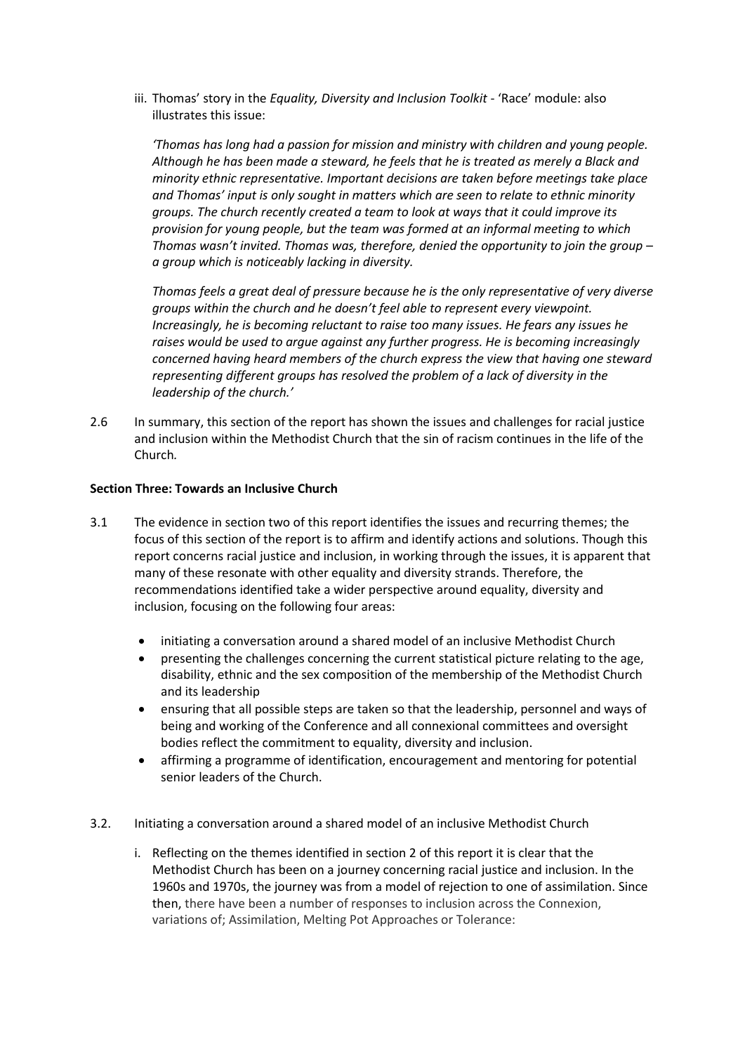iii. Thomas' story in the *Equality, Diversity and Inclusion Toolkit* - 'Race' module: also illustrates this issue:

*'Thomas has long had a passion for mission and ministry with children and young people. Although he has been made a steward, he feels that he is treated as merely a Black and minority ethnic representative. Important decisions are taken before meetings take place and Thomas' input is only sought in matters which are seen to relate to ethnic minority groups. The church recently created a team to look at ways that it could improve its provision for young people, but the team was formed at an informal meeting to which Thomas wasn't invited. Thomas was, therefore, denied the opportunity to join the group – a group which is noticeably lacking in diversity.*

*Thomas feels a great deal of pressure because he is the only representative of very diverse groups within the church and he doesn't feel able to represent every viewpoint. Increasingly, he is becoming reluctant to raise too many issues. He fears any issues he raises would be used to argue against any further progress. He is becoming increasingly concerned having heard members of the church express the view that having one steward representing different groups has resolved the problem of a lack of diversity in the leadership of the church.'*

2.6 In summary, this section of the report has shown the issues and challenges for racial justice and inclusion within the Methodist Church that the sin of racism continues in the life of the Church.

**Section Three: Towards an Inclusive Church**

3.1 The evidence in section two of this report identifies the issues and recurring themes; the focus of this section of the report is to affirm and identify actions and solutions. Though this report concerns racial justice and inclusion, in working through the issues, it is apparent that many of these resonate with other equality and diversity strands. Therefore, the recommendations identified take a wider perspective around equality, diversity and inclusion, focusing on the following four areas:

- initiating a conversation around a shared model of an inclusive Methodist Church
- presenting the challenges concerning the current statistical picture relating to the age, disability, ethnic and the sex composition of the membership of the Methodist Church and its leadership
- ensuring that all possible steps are taken so that the leadership, personnel and ways of being and working of the Conference and all connexional committees and oversight bodies reflect the commitment to equality, diversity and inclusion.
- affirming a programme of identification, encouragement and mentoring for potential senior leaders of the Church.

3.2. Initiating a conversation around a shared model of an inclusive Methodist Church

i. Reflecting on the themes identified in section 2 of this report it is clear that the Methodist Church has been on a journey concerning racial justice and inclusion. In the 1960s and 1970s, the journey was from a model of rejection to one of assimilation. Since then, there have been a number of responses to inclusion across the Connexion, variations of; Assimilation, Melting Pot Approaches or Tolerance: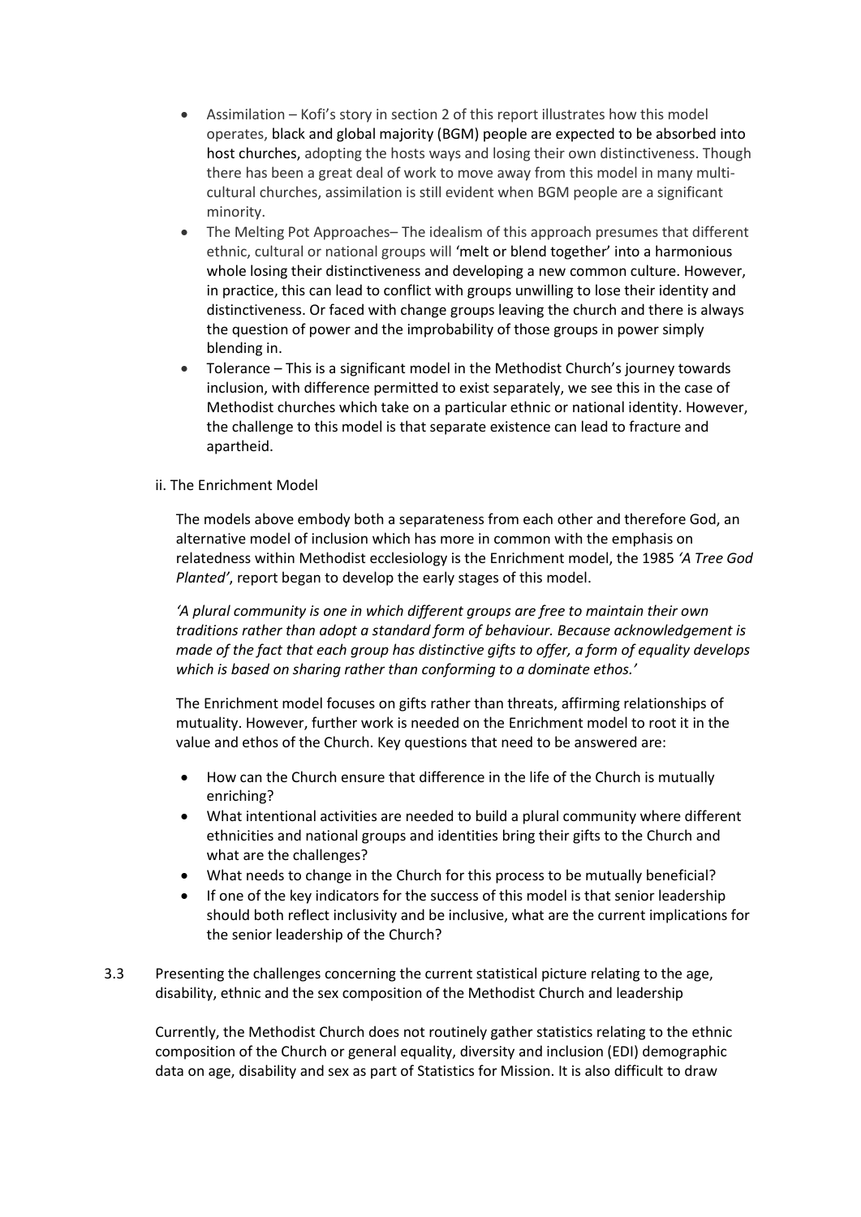- Assimilation – Kofi's story in section 2 of this report illustrates how this model operates, black and global majority (BGM) people are expected to be absorbed into host churches, adopting the hosts ways and losing their own distinctiveness. Though there has been a great deal of work to move away from this model in many multi-cultural churches, assimilation is still evident when BGM people are a significant minority.
- The Melting Pot Approaches– The idealism of this approach presumes that different ethnic, cultural or national groups will 'melt or blend together' into a harmonious whole losing their distinctiveness and developing a new common culture. However, in practice, this can lead to conflict with groups unwilling to lose their identity and distinctiveness. Or faced with change groups leaving the church and there is always the question of power and the improbability of those groups in power simply blending in.
- Tolerance – This is a significant model in the Methodist Church's journey towards inclusion, with difference permitted to exist separately, we see this in the case of Methodist churches which take on a particular ethnic or national identity. However, the challenge to this model is that separate existence can lead to fracture and apartheid.

ii. The Enrichment Model

The models above embody both a separateness from each other and therefore God, an alternative model of inclusion which has more in common with the emphasis on relatedness within Methodist ecclesiology is the Enrichment model, the 1985 *'A Tree God Planted'*, report began to develop the early stages of this model.

*'A plural community is one in which different groups are free to maintain their own traditions rather than adopt a standard form of behaviour. Because acknowledgement is made of the fact that each group has distinctive gifts to offer, a form of equality develops which is based on sharing rather than conforming to a dominate ethos.'*

The Enrichment model focuses on gifts rather than threats, affirming relationships of mutuality. However, further work is needed on the Enrichment model to root it in the value and ethos of the Church. Key questions that need to be answered are:

- How can the Church ensure that difference in the life of the Church is mutually enriching?
- What intentional activities are needed to build a plural community where different ethnicities and national groups and identities bring their gifts to the Church and what are the challenges?
- What needs to change in the Church for this process to be mutually beneficial?
- If one of the key indicators for the success of this model is that senior leadership should both reflect inclusivity and be inclusive, what are the current implications for the senior leadership of the Church?

3.3 Presenting the challenges concerning the current statistical picture relating to the age, disability, ethnic and the sex composition of the Methodist Church and leadership

Currently, the Methodist Church does not routinely gather statistics relating to the ethnic composition of the Church or general equality, diversity and inclusion (EDI) demographic data on age, disability and sex as part of Statistics for Mission. It is also difficult to draw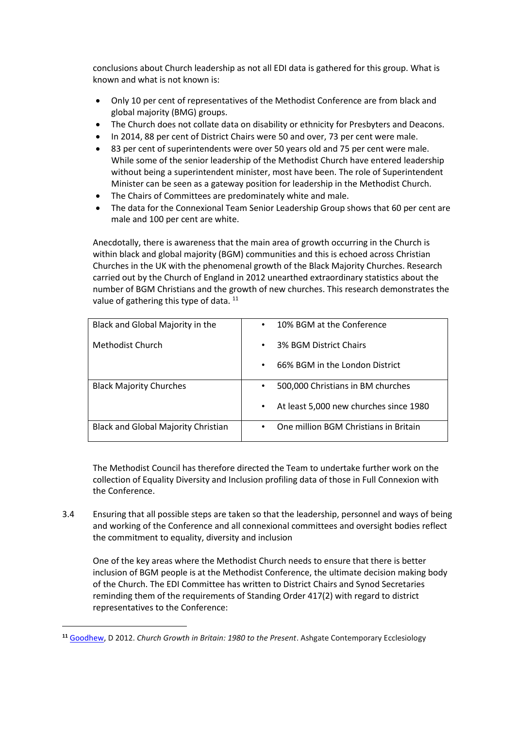conclusions about Church leadership as not all EDI data is gathered for this group. What is known and what is not known is:

- Only 10 per cent of representatives of the Methodist Conference are from black and global majority (BMG) groups.
- The Church does not collate data on disability or ethnicity for Presbyters and Deacons.
- In 2014, 88 per cent of District Chairs were 50 and over, 73 per cent were male.
- 83 per cent of superintendents were over 50 years old and 75 per cent were male. While some of the senior leadership of the Methodist Church have entered leadership without being a superintendent minister, most have been. The role of Superintendent Minister can be seen as a gateway position for leadership in the Methodist Church.
- The Chairs of Committees are predominately white and male.
- The data for the Connexional Team Senior Leadership Group shows that 60 per cent are male and 100 per cent are white.

Anecdotally, there is awareness that the main area of growth occurring in the Church is within black and global majority (BGM) communities and this is echoed across Christian Churches in the UK with the phenomenal growth of the Black Majority Churches. Research carried out by the Church of England in 2012 unearthed extraordinary statistics about the number of BGM Christians and the growth of new churches. This research demonstrates the value of gathering this type of data. [11]

| | |
|---|---|
| Black and Global Majority in the Methodist Church | • 10% BGM at the Conference<br>• 3% BGM District Chairs<br>• 66% BGM in the London District |
| Black Majority Churches | • 500,000 Christians in BM churches<br>• At least 5,000 new churches since 1980 |
| Black and Global Majority Christian | • One million BGM Christians in Britain |

The Methodist Council has therefore directed the Team to undertake further work on the collection of Equality Diversity and Inclusion profiling data of those in Full Connexion with the Conference.

3.4 Ensuring that all possible steps are taken so that the leadership, personnel and ways of being and working of the Conference and all connexional committees and oversight bodies reflect the commitment to equality, diversity and inclusion

One of the key areas where the Methodist Church needs to ensure that there is better inclusion of BGM people is at the Methodist Conference, the ultimate decision making body of the Church. The EDI Committee has written to District Chairs and Synod Secretaries reminding them of the requirements of Standing Order 417(2) with regard to district representatives to the Conference:

---

[11] Goodhew, D 2012. *Church Growth in Britain: 1980 to the Present*. Ashgate Contemporary Ecclesiology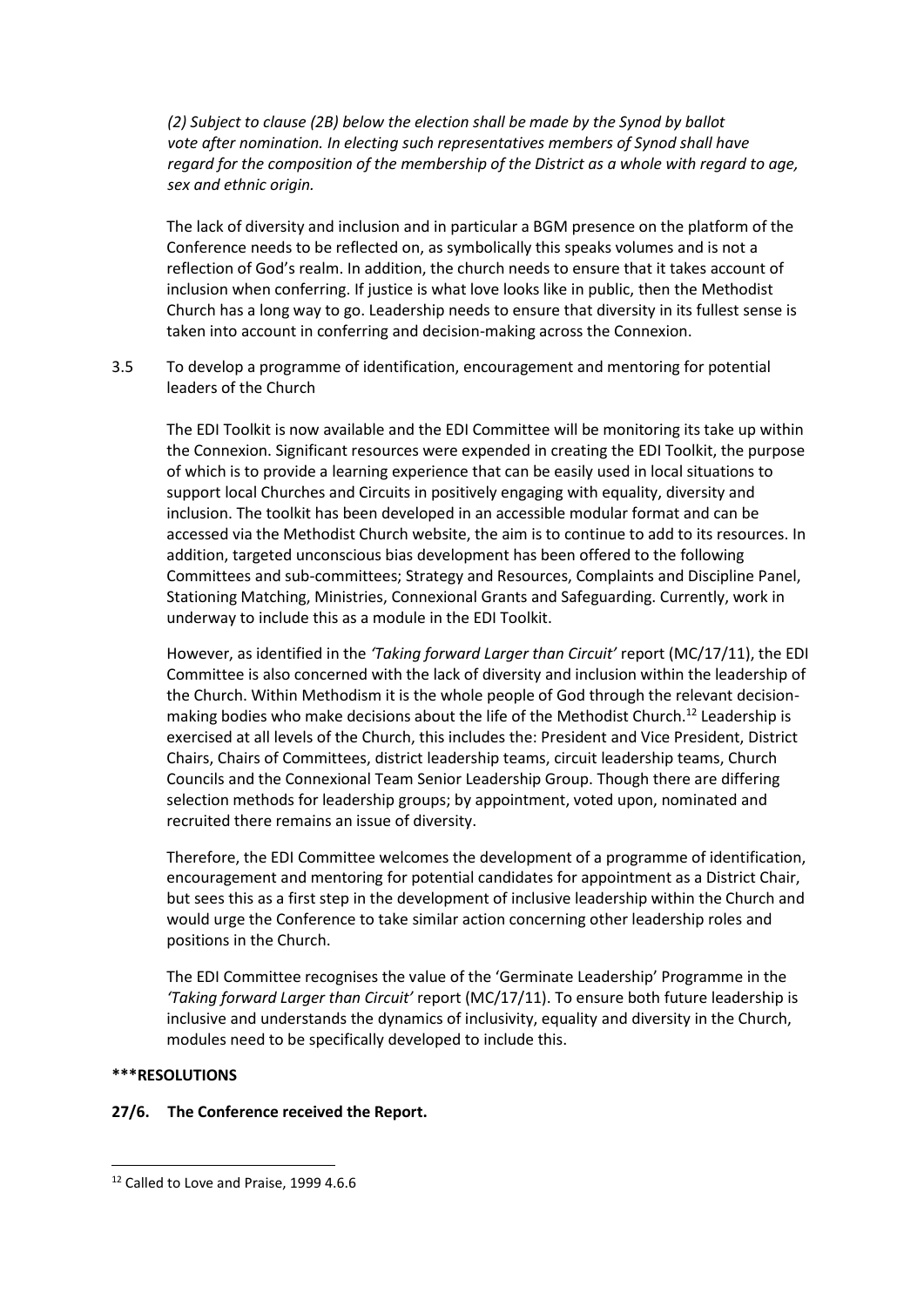*(2) Subject to clause (2B) below the election shall be made by the Synod by ballot vote after nomination. In electing such representatives members of Synod shall have regard for the composition of the membership of the District as a whole with regard to age, sex and ethnic origin.*

The lack of diversity and inclusion and in particular a BGM presence on the platform of the Conference needs to be reflected on, as symbolically this speaks volumes and is not a reflection of God's realm. In addition, the church needs to ensure that it takes account of inclusion when conferring. If justice is what love looks like in public, then the Methodist Church has a long way to go. Leadership needs to ensure that diversity in its fullest sense is taken into account in conferring and decision-making across the Connexion.

3.5 To develop a programme of identification, encouragement and mentoring for potential leaders of the Church

The EDI Toolkit is now available and the EDI Committee will be monitoring its take up within the Connexion. Significant resources were expended in creating the EDI Toolkit, the purpose of which is to provide a learning experience that can be easily used in local situations to support local Churches and Circuits in positively engaging with equality, diversity and inclusion. The toolkit has been developed in an accessible modular format and can be accessed via the Methodist Church website, the aim is to continue to add to its resources. In addition, targeted unconscious bias development has been offered to the following Committees and sub-committees; Strategy and Resources, Complaints and Discipline Panel, Stationing Matching, Ministries, Connexional Grants and Safeguarding. Currently, work in underway to include this as a module in the EDI Toolkit.

However, as identified in the *'Taking forward Larger than Circuit'* report (MC/17/11), the EDI Committee is also concerned with the lack of diversity and inclusion within the leadership of the Church. Within Methodism it is the whole people of God through the relevant decision-making bodies who make decisions about the life of the Methodist Church.[12] Leadership is exercised at all levels of the Church, this includes the: President and Vice President, District Chairs, Chairs of Committees, district leadership teams, circuit leadership teams, Church Councils and the Connexional Team Senior Leadership Group. Though there are differing selection methods for leadership groups; by appointment, voted upon, nominated and recruited there remains an issue of diversity.

Therefore, the EDI Committee welcomes the development of a programme of identification, encouragement and mentoring for potential candidates for appointment as a District Chair, but sees this as a first step in the development of inclusive leadership within the Church and would urge the Conference to take similar action concerning other leadership roles and positions in the Church.

The EDI Committee recognises the value of the 'Germinate Leadership' Programme in the *'Taking forward Larger than Circuit'* report (MC/17/11). To ensure both future leadership is inclusive and understands the dynamics of inclusivity, equality and diversity in the Church, modules need to be specifically developed to include this.

**\*\*\*RESOLUTIONS**

**27/6. The Conference received the Report.**

[12] Called to Love and Praise, 1999 4.6.6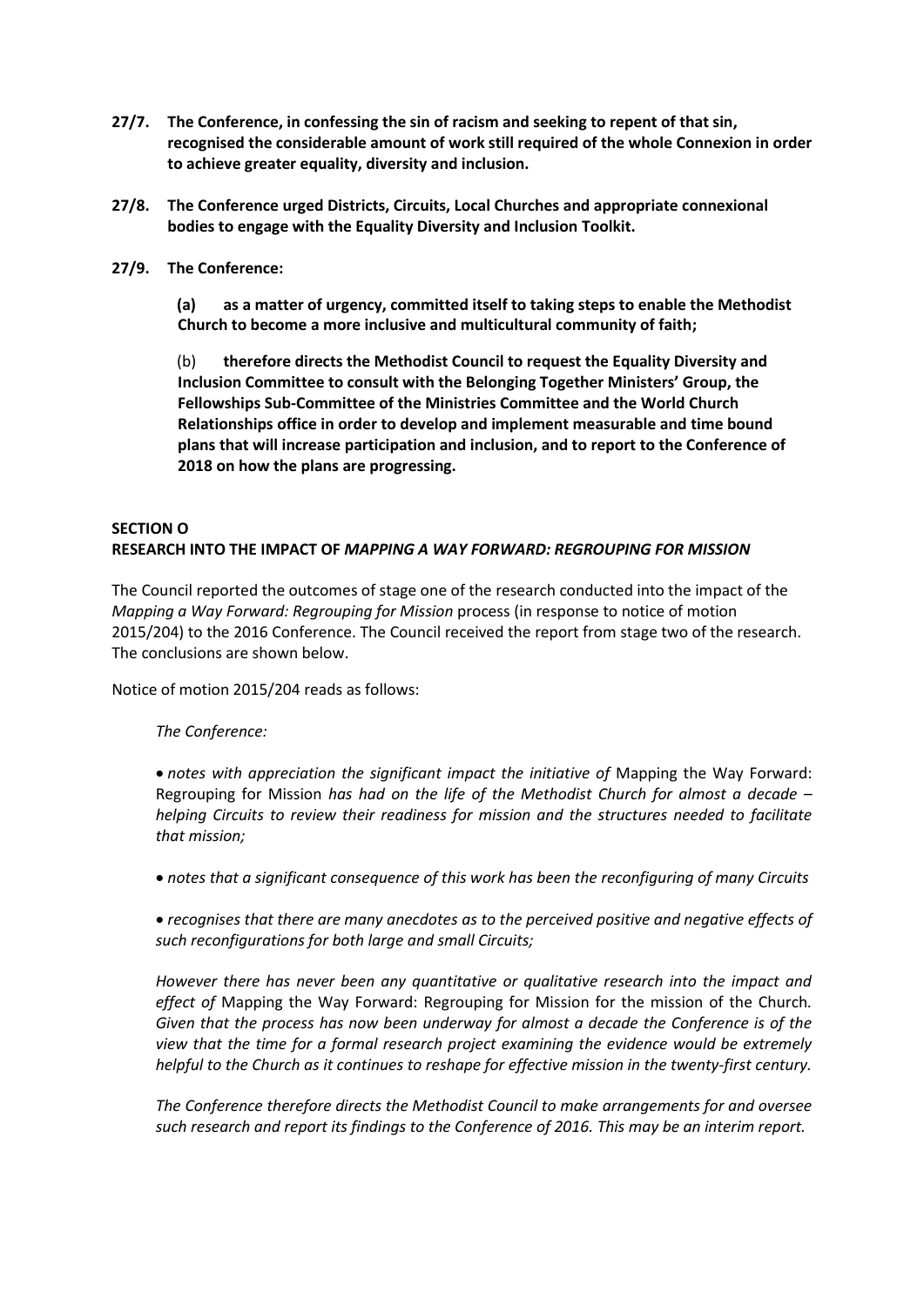**27/7. The Conference, in confessing the sin of racism and seeking to repent of that sin, recognised the considerable amount of work still required of the whole Connexion in order to achieve greater equality, diversity and inclusion.**

**27/8. The Conference urged Districts, Circuits, Local Churches and appropriate connexional bodies to engage with the Equality Diversity and Inclusion Toolkit.**

**27/9. The Conference:**

**(a) as a matter of urgency, committed itself to taking steps to enable the Methodist Church to become a more inclusive and multicultural community of faith;**

(b) **therefore directs the Methodist Council to request the Equality Diversity and Inclusion Committee to consult with the Belonging Together Ministers' Group, the Fellowships Sub-Committee of the Ministries Committee and the World Church Relationships office in order to develop and implement measurable and time bound plans that will increase participation and inclusion, and to report to the Conference of 2018 on how the plans are progressing.**

## SECTION O
## RESEARCH INTO THE IMPACT OF *MAPPING A WAY FORWARD: REGROUPING FOR MISSION*

The Council reported the outcomes of stage one of the research conducted into the impact of the *Mapping a Way Forward: Regrouping for Mission* process (in response to notice of motion 2015/204) to the 2016 Conference. The Council received the report from stage two of the research. The conclusions are shown below.

Notice of motion 2015/204 reads as follows:

*The Conference:*

- *notes with appreciation the significant impact the initiative of* Mapping the Way Forward: Regrouping for Mission *has had on the life of the Methodist Church for almost a decade – helping Circuits to review their readiness for mission and the structures needed to facilitate that mission;*
- *notes that a significant consequence of this work has been the reconfiguring of many Circuits*
- *recognises that there are many anecdotes as to the perceived positive and negative effects of such reconfigurations for both large and small Circuits;*

*However there has never been any quantitative or qualitative research into the impact and effect of* Mapping the Way Forward: Regrouping for Mission *for the mission of the Church. Given that the process has now been underway for almost a decade the Conference is of the view that the time for a formal research project examining the evidence would be extremely helpful to the Church as it continues to reshape for effective mission in the twenty-first century.*

*The Conference therefore directs the Methodist Council to make arrangements for and oversee such research and report its findings to the Conference of 2016. This may be an interim report.*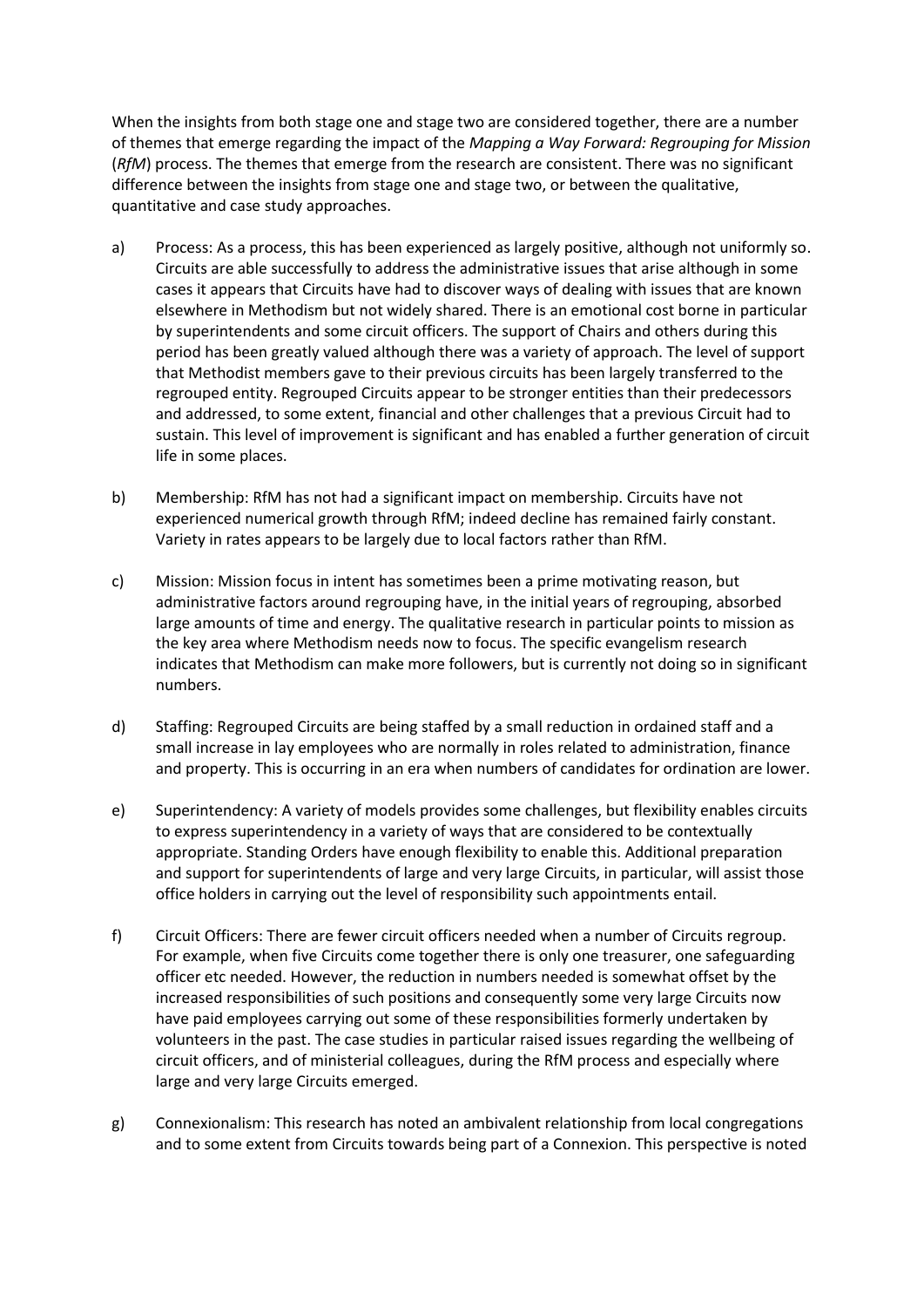When the insights from both stage one and stage two are considered together, there are a number of themes that emerge regarding the impact of the *Mapping a Way Forward: Regrouping for Mission* (*RfM*) process. The themes that emerge from the research are consistent. There was no significant difference between the insights from stage one and stage two, or between the qualitative, quantitative and case study approaches.

a) Process: As a process, this has been experienced as largely positive, although not uniformly so. Circuits are able successfully to address the administrative issues that arise although in some cases it appears that Circuits have had to discover ways of dealing with issues that are known elsewhere in Methodism but not widely shared. There is an emotional cost borne in particular by superintendents and some circuit officers. The support of Chairs and others during this period has been greatly valued although there was a variety of approach. The level of support that Methodist members gave to their previous circuits has been largely transferred to the regrouped entity. Regrouped Circuits appear to be stronger entities than their predecessors and addressed, to some extent, financial and other challenges that a previous Circuit had to sustain. This level of improvement is significant and has enabled a further generation of circuit life in some places.

b) Membership: RfM has not had a significant impact on membership. Circuits have not experienced numerical growth through RfM; indeed decline has remained fairly constant. Variety in rates appears to be largely due to local factors rather than RfM.

c) Mission: Mission focus in intent has sometimes been a prime motivating reason, but administrative factors around regrouping have, in the initial years of regrouping, absorbed large amounts of time and energy. The qualitative research in particular points to mission as the key area where Methodism needs now to focus. The specific evangelism research indicates that Methodism can make more followers, but is currently not doing so in significant numbers.

d) Staffing: Regrouped Circuits are being staffed by a small reduction in ordained staff and a small increase in lay employees who are normally in roles related to administration, finance and property. This is occurring in an era when numbers of candidates for ordination are lower.

e) Superintendency: A variety of models provides some challenges, but flexibility enables circuits to express superintendency in a variety of ways that are considered to be contextually appropriate. Standing Orders have enough flexibility to enable this. Additional preparation and support for superintendents of large and very large Circuits, in particular, will assist those office holders in carrying out the level of responsibility such appointments entail.

f) Circuit Officers: There are fewer circuit officers needed when a number of Circuits regroup. For example, when five Circuits come together there is only one treasurer, one safeguarding officer etc needed. However, the reduction in numbers needed is somewhat offset by the increased responsibilities of such positions and consequently some very large Circuits now have paid employees carrying out some of these responsibilities formerly undertaken by volunteers in the past. The case studies in particular raised issues regarding the wellbeing of circuit officers, and of ministerial colleagues, during the RfM process and especially where large and very large Circuits emerged.

g) Connexionalism: This research has noted an ambivalent relationship from local congregations and to some extent from Circuits towards being part of a Connexion. This perspective is noted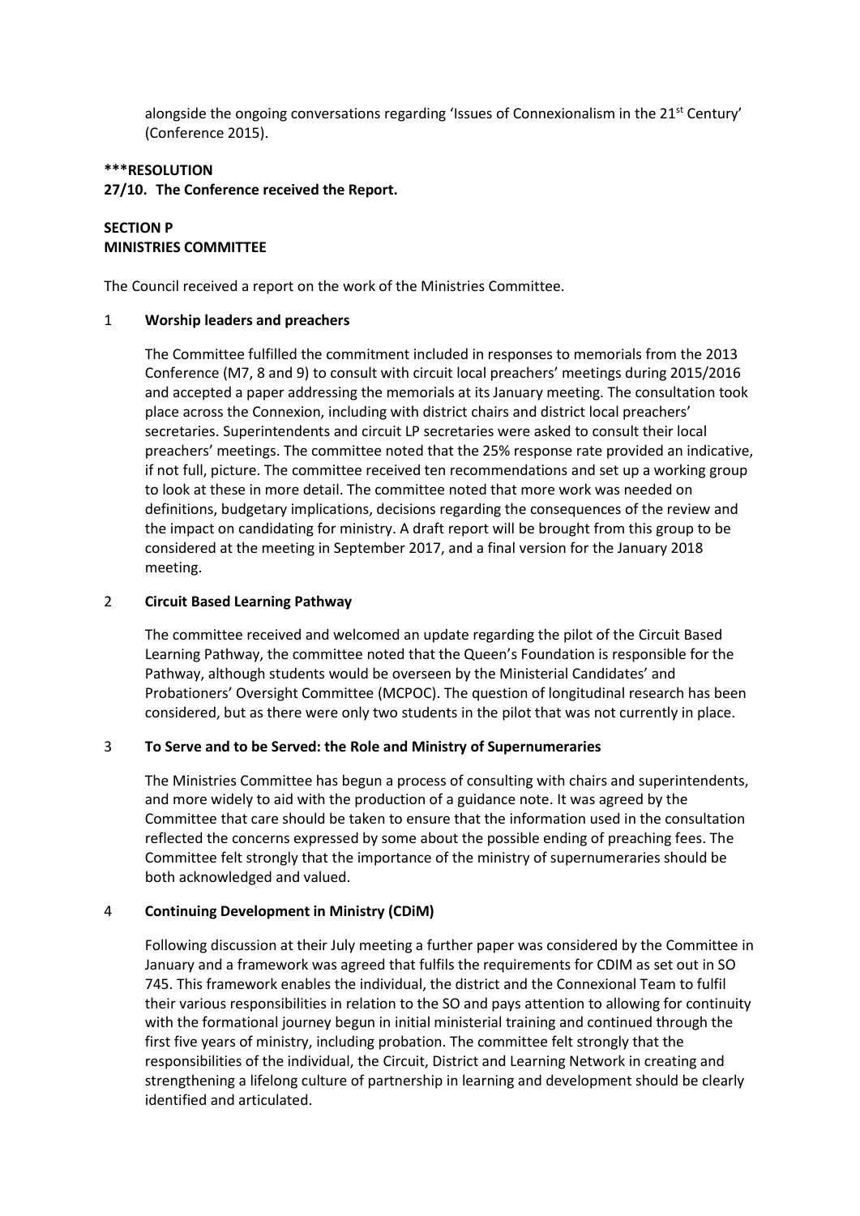alongside the ongoing conversations regarding 'Issues of Connexionalism in the 21st Century' (Conference 2015).

**\*\*\*RESOLUTION**

**27/10. The Conference received the Report.**

**SECTION P**
**MINISTRIES COMMITTEE**

The Council received a report on the work of the Ministries Committee.

1 **Worship leaders and preachers**

The Committee fulfilled the commitment included in responses to memorials from the 2013 Conference (M7, 8 and 9) to consult with circuit local preachers' meetings during 2015/2016 and accepted a paper addressing the memorials at its January meeting. The consultation took place across the Connexion, including with district chairs and district local preachers' secretaries. Superintendents and circuit LP secretaries were asked to consult their local preachers' meetings. The committee noted that the 25% response rate provided an indicative, if not full, picture. The committee received ten recommendations and set up a working group to look at these in more detail. The committee noted that more work was needed on definitions, budgetary implications, decisions regarding the consequences of the review and the impact on candidating for ministry. A draft report will be brought from this group to be considered at the meeting in September 2017, and a final version for the January 2018 meeting.

2 **Circuit Based Learning Pathway**

The committee received and welcomed an update regarding the pilot of the Circuit Based Learning Pathway, the committee noted that the Queen's Foundation is responsible for the Pathway, although students would be overseen by the Ministerial Candidates' and Probationers' Oversight Committee (MCPOC). The question of longitudinal research has been considered, but as there were only two students in the pilot that was not currently in place.

3 **To Serve and to be Served: the Role and Ministry of Supernumeraries**

The Ministries Committee has begun a process of consulting with chairs and superintendents, and more widely to aid with the production of a guidance note. It was agreed by the Committee that care should be taken to ensure that the information used in the consultation reflected the concerns expressed by some about the possible ending of preaching fees. The Committee felt strongly that the importance of the ministry of supernumeraries should be both acknowledged and valued.

4 **Continuing Development in Ministry (CDiM)**

Following discussion at their July meeting a further paper was considered by the Committee in January and a framework was agreed that fulfils the requirements for CDIM as set out in SO 745. This framework enables the individual, the district and the Connexional Team to fulfil their various responsibilities in relation to the SO and pays attention to allowing for continuity with the formational journey begun in initial ministerial training and continued through the first five years of ministry, including probation. The committee felt strongly that the responsibilities of the individual, the Circuit, District and Learning Network in creating and strengthening a lifelong culture of partnership in learning and development should be clearly identified and articulated.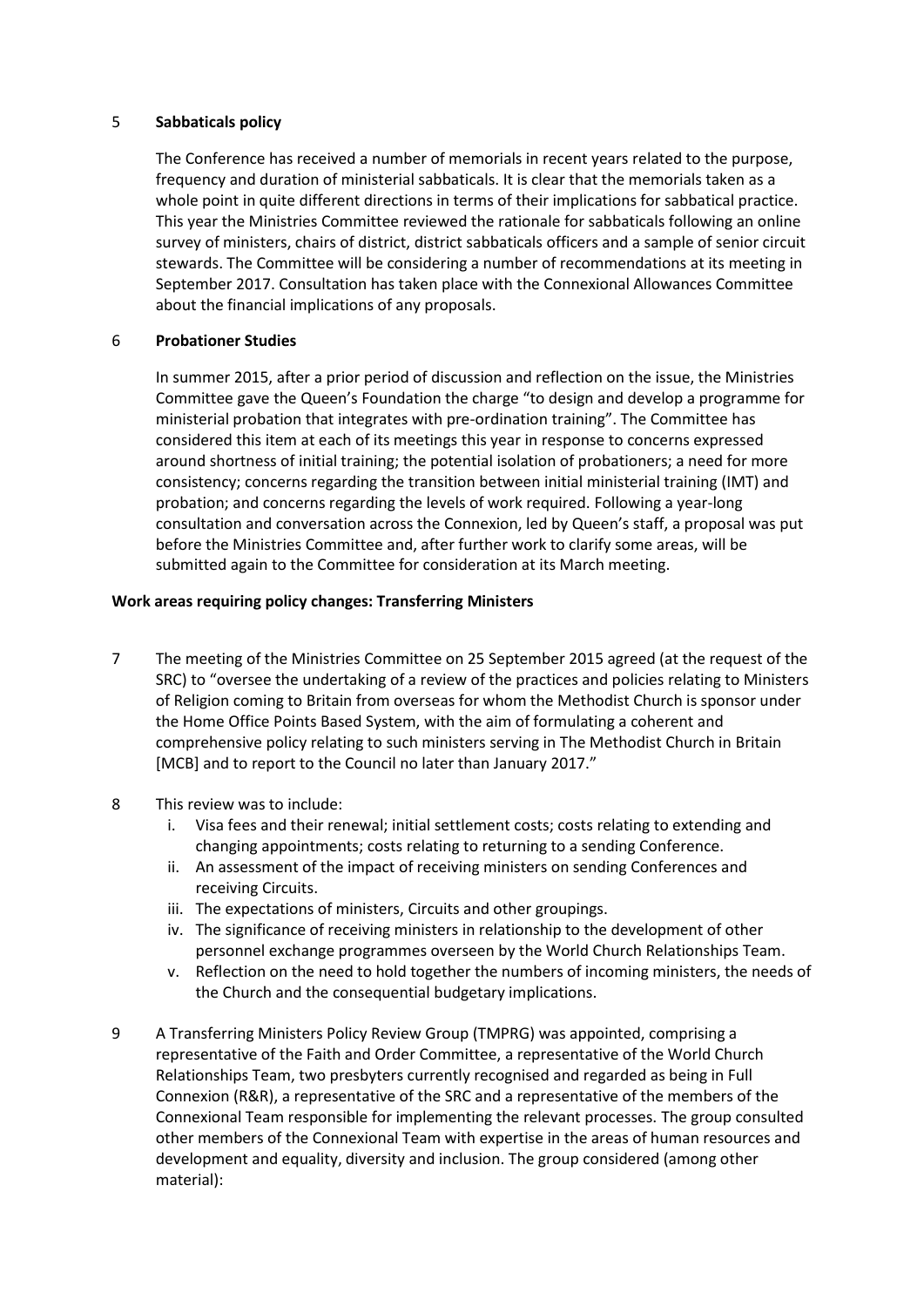## 5 Sabbaticals policy

The Conference has received a number of memorials in recent years related to the purpose, frequency and duration of ministerial sabbaticals. It is clear that the memorials taken as a whole point in quite different directions in terms of their implications for sabbatical practice. This year the Ministries Committee reviewed the rationale for sabbaticals following an online survey of ministers, chairs of district, district sabbaticals officers and a sample of senior circuit stewards. The Committee will be considering a number of recommendations at its meeting in September 2017. Consultation has taken place with the Connexional Allowances Committee about the financial implications of any proposals.

## 6 Probationer Studies

In summer 2015, after a prior period of discussion and reflection on the issue, the Ministries Committee gave the Queen's Foundation the charge "to design and develop a programme for ministerial probation that integrates with pre-ordination training". The Committee has considered this item at each of its meetings this year in response to concerns expressed around shortness of initial training; the potential isolation of probationers; a need for more consistency; concerns regarding the transition between initial ministerial training (IMT) and probation; and concerns regarding the levels of work required. Following a year-long consultation and conversation across the Connexion, led by Queen's staff, a proposal was put before the Ministries Committee and, after further work to clarify some areas, will be submitted again to the Committee for consideration at its March meeting.

## Work areas requiring policy changes: Transferring Ministers

7 The meeting of the Ministries Committee on 25 September 2015 agreed (at the request of the SRC) to "oversee the undertaking of a review of the practices and policies relating to Ministers of Religion coming to Britain from overseas for whom the Methodist Church is sponsor under the Home Office Points Based System, with the aim of formulating a coherent and comprehensive policy relating to such ministers serving in The Methodist Church in Britain [MCB] and to report to the Council no later than January 2017."

8 This review was to include:

i. Visa fees and their renewal; initial settlement costs; costs relating to extending and changing appointments; costs relating to returning to a sending Conference.
ii. An assessment of the impact of receiving ministers on sending Conferences and receiving Circuits.
iii. The expectations of ministers, Circuits and other groupings.
iv. The significance of receiving ministers in relationship to the development of other personnel exchange programmes overseen by the World Church Relationships Team.
v. Reflection on the need to hold together the numbers of incoming ministers, the needs of the Church and the consequential budgetary implications.

9 A Transferring Ministers Policy Review Group (TMPRG) was appointed, comprising a representative of the Faith and Order Committee, a representative of the World Church Relationships Team, two presbyters currently recognised and regarded as being in Full Connexion (R&R), a representative of the SRC and a representative of the members of the Connexional Team responsible for implementing the relevant processes. The group consulted other members of the Connexional Team with expertise in the areas of human resources and development and equality, diversity and inclusion. The group considered (among other material):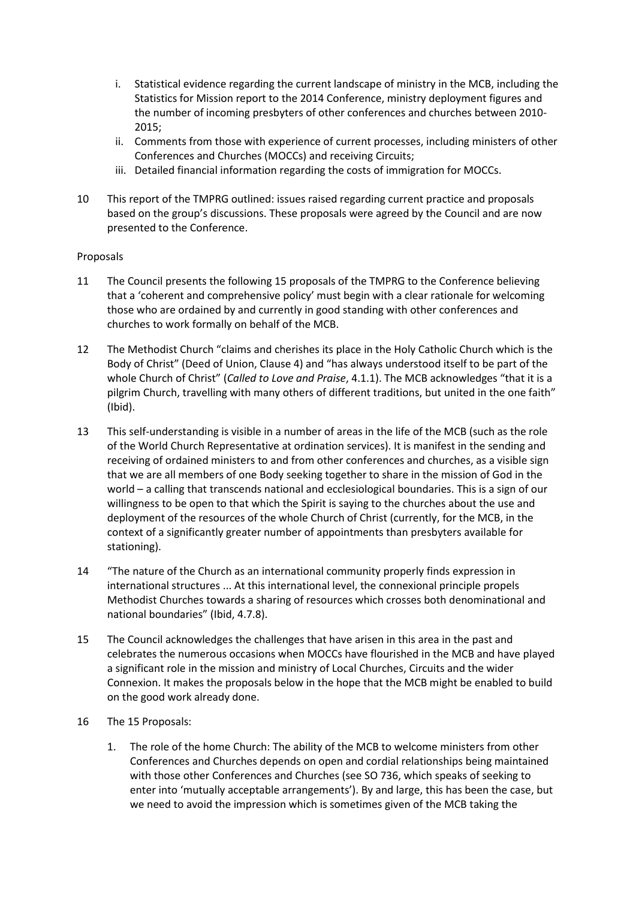i. Statistical evidence regarding the current landscape of ministry in the MCB, including the Statistics for Mission report to the 2014 Conference, ministry deployment figures and the number of incoming presbyters of other conferences and churches between 2010-2015;
   ii. Comments from those with experience of current processes, including ministers of other Conferences and Churches (MOCCs) and receiving Circuits;
   iii. Detailed financial information regarding the costs of immigration for MOCCs.

10 This report of the TMPRG outlined: issues raised regarding current practice and proposals based on the group's discussions. These proposals were agreed by the Council and are now presented to the Conference.

Proposals

11 The Council presents the following 15 proposals of the TMPRG to the Conference believing that a 'coherent and comprehensive policy' must begin with a clear rationale for welcoming those who are ordained by and currently in good standing with other conferences and churches to work formally on behalf of the MCB.

12 The Methodist Church "claims and cherishes its place in the Holy Catholic Church which is the Body of Christ" (Deed of Union, Clause 4) and "has always understood itself to be part of the whole Church of Christ" (*Called to Love and Praise*, 4.1.1). The MCB acknowledges "that it is a pilgrim Church, travelling with many others of different traditions, but united in the one faith" (Ibid).

13 This self-understanding is visible in a number of areas in the life of the MCB (such as the role of the World Church Representative at ordination services). It is manifest in the sending and receiving of ordained ministers to and from other conferences and churches, as a visible sign that we are all members of one Body seeking together to share in the mission of God in the world – a calling that transcends national and ecclesiological boundaries. This is a sign of our willingness to be open to that which the Spirit is saying to the churches about the use and deployment of the resources of the whole Church of Christ (currently, for the MCB, in the context of a significantly greater number of appointments than presbyters available for stationing).

14 "The nature of the Church as an international community properly finds expression in international structures ... At this international level, the connexional principle propels Methodist Churches towards a sharing of resources which crosses both denominational and national boundaries" (Ibid, 4.7.8).

15 The Council acknowledges the challenges that have arisen in this area in the past and celebrates the numerous occasions when MOCCs have flourished in the MCB and have played a significant role in the mission and ministry of Local Churches, Circuits and the wider Connexion. It makes the proposals below in the hope that the MCB might be enabled to build on the good work already done.

16 The 15 Proposals:

   1. The role of the home Church: The ability of the MCB to welcome ministers from other Conferences and Churches depends on open and cordial relationships being maintained with those other Conferences and Churches (see SO 736, which speaks of seeking to enter into 'mutually acceptable arrangements'). By and large, this has been the case, but we need to avoid the impression which is sometimes given of the MCB taking the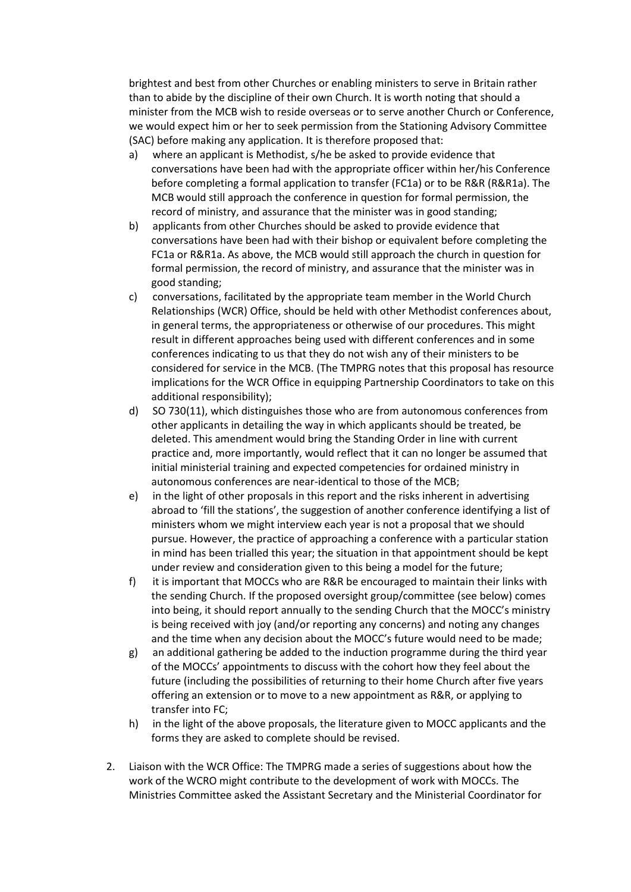brightest and best from other Churches or enabling ministers to serve in Britain rather than to abide by the discipline of their own Church. It is worth noting that should a minister from the MCB wish to reside overseas or to serve another Church or Conference, we would expect him or her to seek permission from the Stationing Advisory Committee (SAC) before making any application. It is therefore proposed that:

a) where an applicant is Methodist, s/he be asked to provide evidence that conversations have been had with the appropriate officer within her/his Conference before completing a formal application to transfer (FC1a) or to be R&R (R&R1a). The MCB would still approach the conference in question for formal permission, the record of ministry, and assurance that the minister was in good standing;

b) applicants from other Churches should be asked to provide evidence that conversations have been had with their bishop or equivalent before completing the FC1a or R&R1a. As above, the MCB would still approach the church in question for formal permission, the record of ministry, and assurance that the minister was in good standing;

c) conversations, facilitated by the appropriate team member in the World Church Relationships (WCR) Office, should be held with other Methodist conferences about, in general terms, the appropriateness or otherwise of our procedures. This might result in different approaches being used with different conferences and in some conferences indicating to us that they do not wish any of their ministers to be considered for service in the MCB. (The TMPRG notes that this proposal has resource implications for the WCR Office in equipping Partnership Coordinators to take on this additional responsibility);

d) SO 730(11), which distinguishes those who are from autonomous conferences from other applicants in detailing the way in which applicants should be treated, be deleted. This amendment would bring the Standing Order in line with current practice and, more importantly, would reflect that it can no longer be assumed that initial ministerial training and expected competencies for ordained ministry in autonomous conferences are near-identical to those of the MCB;

e) in the light of other proposals in this report and the risks inherent in advertising abroad to 'fill the stations', the suggestion of another conference identifying a list of ministers whom we might interview each year is not a proposal that we should pursue. However, the practice of approaching a conference with a particular station in mind has been trialled this year; the situation in that appointment should be kept under review and consideration given to this being a model for the future;

f) it is important that MOCCs who are R&R be encouraged to maintain their links with the sending Church. If the proposed oversight group/committee (see below) comes into being, it should report annually to the sending Church that the MOCC's ministry is being received with joy (and/or reporting any concerns) and noting any changes and the time when any decision about the MOCC's future would need to be made;

g) an additional gathering be added to the induction programme during the third year of the MOCCs' appointments to discuss with the cohort how they feel about the future (including the possibilities of returning to their home Church after five years offering an extension or to move to a new appointment as R&R, or applying to transfer into FC;

h) in the light of the above proposals, the literature given to MOCC applicants and the forms they are asked to complete should be revised.

2. Liaison with the WCR Office: The TMPRG made a series of suggestions about how the work of the WCRO might contribute to the development of work with MOCCs. The Ministries Committee asked the Assistant Secretary and the Ministerial Coordinator for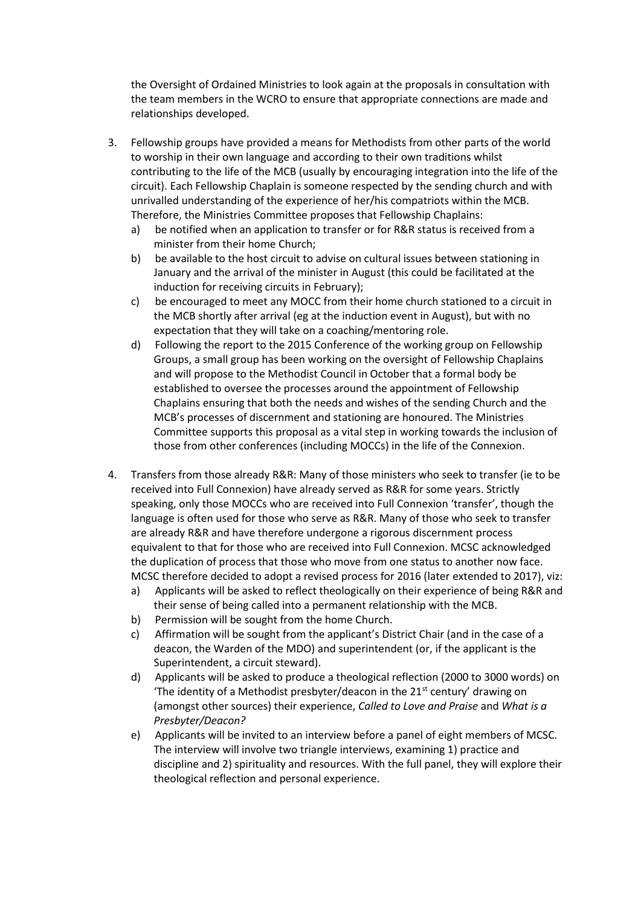the Oversight of Ordained Ministries to look again at the proposals in consultation with the team members in the WCRO to ensure that appropriate connections are made and relationships developed.

3. Fellowship groups have provided a means for Methodists from other parts of the world to worship in their own language and according to their own traditions whilst contributing to the life of the MCB (usually by encouraging integration into the life of the circuit). Each Fellowship Chaplain is someone respected by the sending church and with unrivalled understanding of the experience of her/his compatriots within the MCB. Therefore, the Ministries Committee proposes that Fellowship Chaplains:
   a) be notified when an application to transfer or for R&R status is received from a minister from their home Church;
   b) be available to the host circuit to advise on cultural issues between stationing in January and the arrival of the minister in August (this could be facilitated at the induction for receiving circuits in February);
   c) be encouraged to meet any MOCC from their home church stationed to a circuit in the MCB shortly after arrival (eg at the induction event in August), but with no expectation that they will take on a coaching/mentoring role.
   d) Following the report to the 2015 Conference of the working group on Fellowship Groups, a small group has been working on the oversight of Fellowship Chaplains and will propose to the Methodist Council in October that a formal body be established to oversee the processes around the appointment of Fellowship Chaplains ensuring that both the needs and wishes of the sending Church and the MCB's processes of discernment and stationing are honoured. The Ministries Committee supports this proposal as a vital step in working towards the inclusion of those from other conferences (including MOCCs) in the life of the Connexion.

4. Transfers from those already R&R: Many of those ministers who seek to transfer (ie to be received into Full Connexion) have already served as R&R for some years. Strictly speaking, only those MOCCs who are received into Full Connexion 'transfer', though the language is often used for those who serve as R&R. Many of those who seek to transfer are already R&R and have therefore undergone a rigorous discernment process equivalent to that for those who are received into Full Connexion. MCSC acknowledged the duplication of process that those who move from one status to another now face. MCSC therefore decided to adopt a revised process for 2016 (later extended to 2017), viz:
   a) Applicants will be asked to reflect theologically on their experience of being R&R and their sense of being called into a permanent relationship with the MCB.
   b) Permission will be sought from the home Church.
   c) Affirmation will be sought from the applicant's District Chair (and in the case of a deacon, the Warden of the MDO) and superintendent (or, if the applicant is the Superintendent, a circuit steward).
   d) Applicants will be asked to produce a theological reflection (2000 to 3000 words) on 'The identity of a Methodist presbyter/deacon in the 21st century' drawing on (amongst other sources) their experience, *Called to Love and Praise* and *What is a Presbyter/Deacon?*
   e) Applicants will be invited to an interview before a panel of eight members of MCSC. The interview will involve two triangle interviews, examining 1) practice and discipline and 2) spirituality and resources. With the full panel, they will explore their theological reflection and personal experience.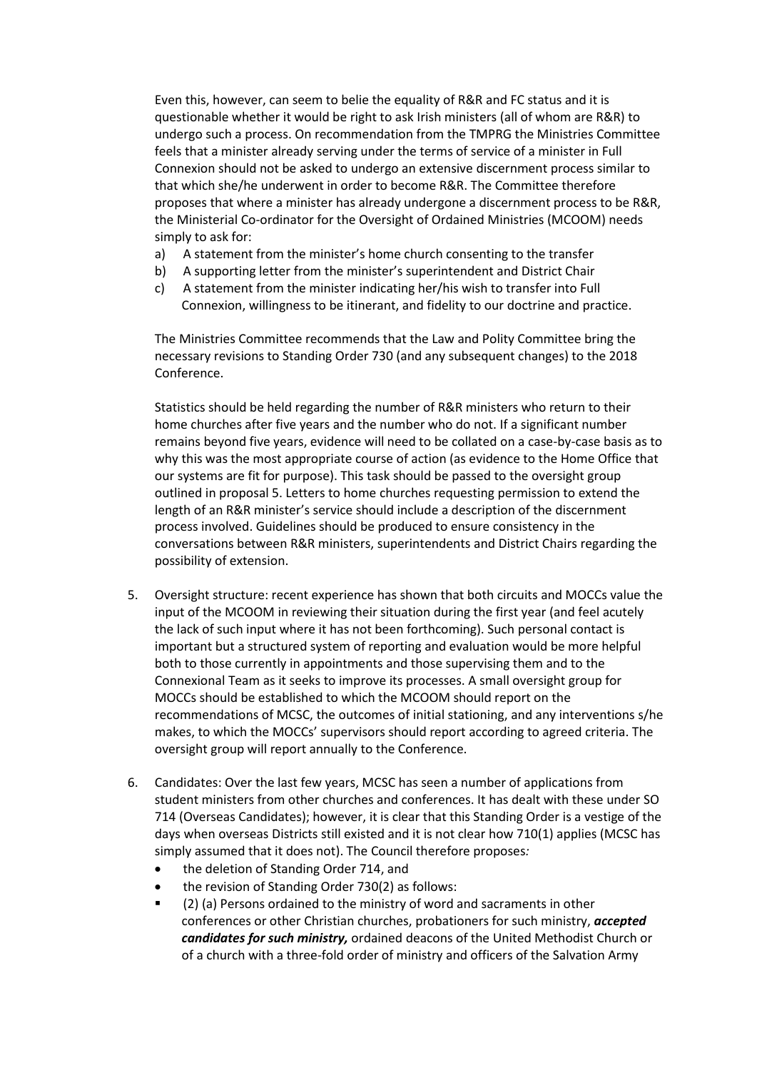Even this, however, can seem to belie the equality of R&R and FC status and it is questionable whether it would be right to ask Irish ministers (all of whom are R&R) to undergo such a process. On recommendation from the TMPRG the Ministries Committee feels that a minister already serving under the terms of service of a minister in Full Connexion should not be asked to undergo an extensive discernment process similar to that which she/he underwent in order to become R&R. The Committee therefore proposes that where a minister has already undergone a discernment process to be R&R, the Ministerial Co-ordinator for the Oversight of Ordained Ministries (MCOOM) needs simply to ask for:

a) A statement from the minister's home church consenting to the transfer
b) A supporting letter from the minister's superintendent and District Chair
c) A statement from the minister indicating her/his wish to transfer into Full Connexion, willingness to be itinerant, and fidelity to our doctrine and practice.

The Ministries Committee recommends that the Law and Polity Committee bring the necessary revisions to Standing Order 730 (and any subsequent changes) to the 2018 Conference.

Statistics should be held regarding the number of R&R ministers who return to their home churches after five years and the number who do not. If a significant number remains beyond five years, evidence will need to be collated on a case-by-case basis as to why this was the most appropriate course of action (as evidence to the Home Office that our systems are fit for purpose). This task should be passed to the oversight group outlined in proposal 5. Letters to home churches requesting permission to extend the length of an R&R minister's service should include a description of the discernment process involved. Guidelines should be produced to ensure consistency in the conversations between R&R ministers, superintendents and District Chairs regarding the possibility of extension.

5. Oversight structure: recent experience has shown that both circuits and MOCCs value the input of the MCOOM in reviewing their situation during the first year (and feel acutely the lack of such input where it has not been forthcoming). Such personal contact is important but a structured system of reporting and evaluation would be more helpful both to those currently in appointments and those supervising them and to the Connexional Team as it seeks to improve its processes. A small oversight group for MOCCs should be established to which the MCOOM should report on the recommendations of MCSC, the outcomes of initial stationing, and any interventions s/he makes, to which the MOCCs' supervisors should report according to agreed criteria. The oversight group will report annually to the Conference.

6. Candidates: Over the last few years, MCSC has seen a number of applications from student ministers from other churches and conferences. It has dealt with these under SO 714 (Overseas Candidates); however, it is clear that this Standing Order is a vestige of the days when overseas Districts still existed and it is not clear how 710(1) applies (MCSC has simply assumed that it does not). The Council therefore proposes*:*
   - the deletion of Standing Order 714, and
   - the revision of Standing Order 730(2) as follows:
     - (2) (a) Persons ordained to the ministry of word and sacraments in other conferences or other Christian churches, probationers for such ministry, ***accepted candidates for such ministry,*** ordained deacons of the United Methodist Church or of a church with a three-fold order of ministry and officers of the Salvation Army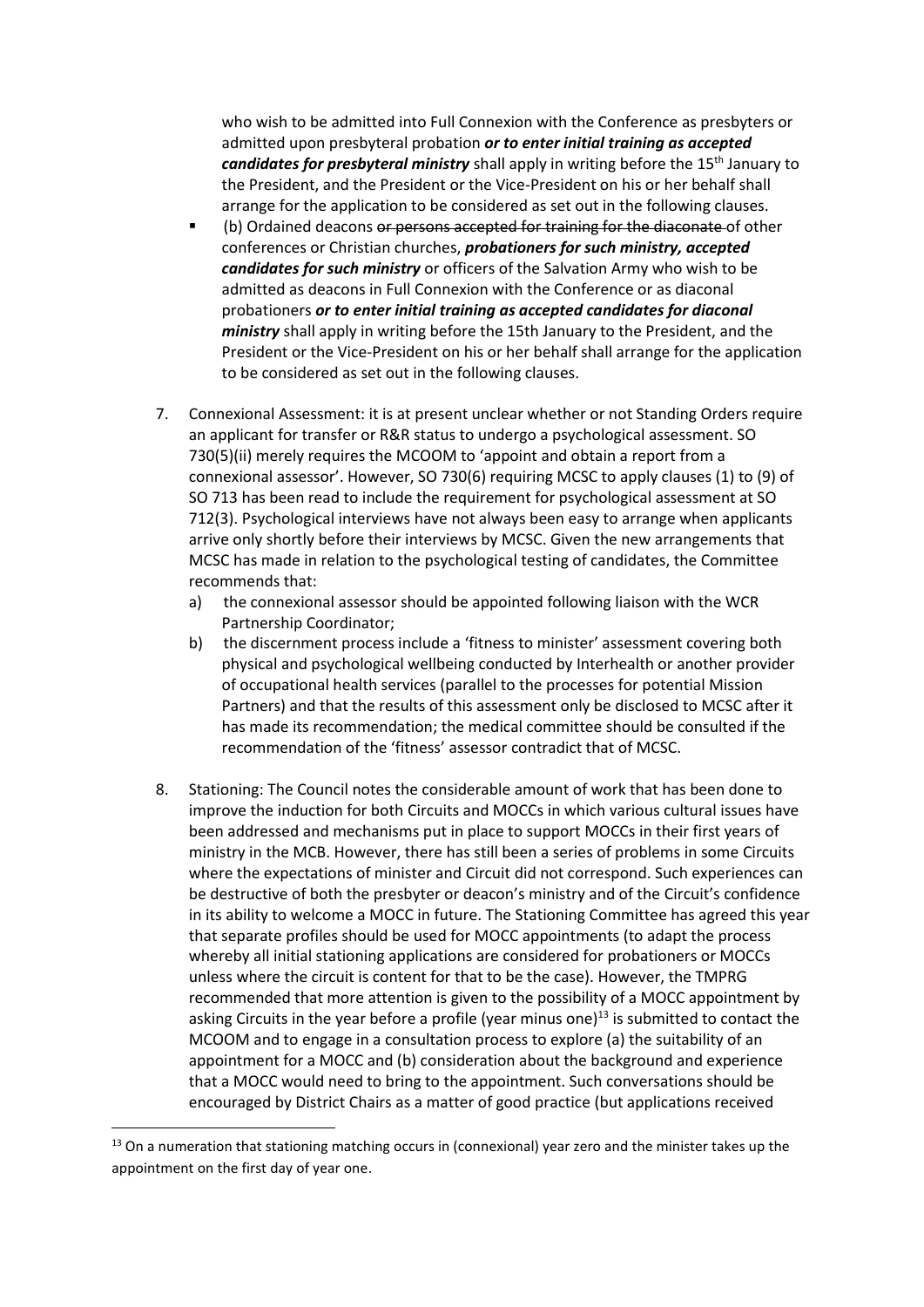who wish to be admitted into Full Connexion with the Conference as presbyters or admitted upon presbyteral probation ***or to enter initial training as accepted candidates for presbyteral ministry*** shall apply in writing before the 15th January to the President, and the President or the Vice-President on his or her behalf shall arrange for the application to be considered as set out in the following clauses.

- (b) Ordained deacons ~~or persons accepted for training for the diaconate~~ of other conferences or Christian churches, ***probationers for such ministry, accepted candidates for such ministry*** or officers of the Salvation Army who wish to be admitted as deacons in Full Connexion with the Conference or as diaconal probationers ***or to enter initial training as accepted candidates for diaconal ministry*** shall apply in writing before the 15th January to the President, and the President or the Vice-President on his or her behalf shall arrange for the application to be considered as set out in the following clauses.

7. Connexional Assessment: it is at present unclear whether or not Standing Orders require an applicant for transfer or R&R status to undergo a psychological assessment. SO 730(5)(ii) merely requires the MCOOM to 'appoint and obtain a report from a connexional assessor'. However, SO 730(6) requiring MCSC to apply clauses (1) to (9) of SO 713 has been read to include the requirement for psychological assessment at SO 712(3). Psychological interviews have not always been easy to arrange when applicants arrive only shortly before their interviews by MCSC. Given the new arrangements that MCSC has made in relation to the psychological testing of candidates, the Committee recommends that:
   a) the connexional assessor should be appointed following liaison with the WCR Partnership Coordinator;
   b) the discernment process include a 'fitness to minister' assessment covering both physical and psychological wellbeing conducted by Interhealth or another provider of occupational health services (parallel to the processes for potential Mission Partners) and that the results of this assessment only be disclosed to MCSC after it has made its recommendation; the medical committee should be consulted if the recommendation of the 'fitness' assessor contradict that of MCSC.

8. Stationing: The Council notes the considerable amount of work that has been done to improve the induction for both Circuits and MOCCs in which various cultural issues have been addressed and mechanisms put in place to support MOCCs in their first years of ministry in the MCB. However, there has still been a series of problems in some Circuits where the expectations of minister and Circuit did not correspond. Such experiences can be destructive of both the presbyter or deacon's ministry and of the Circuit's confidence in its ability to welcome a MOCC in future. The Stationing Committee has agreed this year that separate profiles should be used for MOCC appointments (to adapt the process whereby all initial stationing applications are considered for probationers or MOCCs unless where the circuit is content for that to be the case). However, the TMPRG recommended that more attention is given to the possibility of a MOCC appointment by asking Circuits in the year before a profile (year minus one)[13] is submitted to contact the MCOOM and to engage in a consultation process to explore (a) the suitability of an appointment for a MOCC and (b) consideration about the background and experience that a MOCC would need to bring to the appointment. Such conversations should be encouraged by District Chairs as a matter of good practice (but applications received

[13] On a numeration that stationing matching occurs in (connexional) year zero and the minister takes up the appointment on the first day of year one.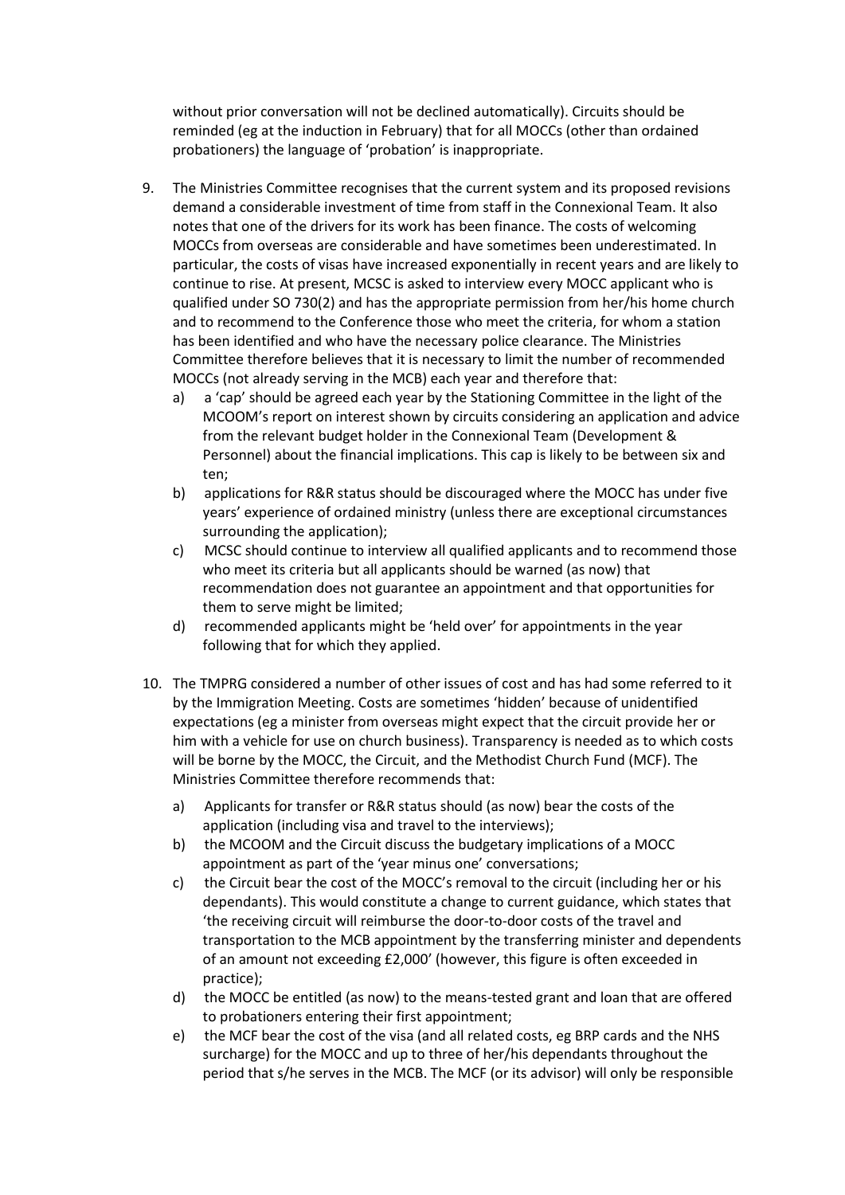without prior conversation will not be declined automatically). Circuits should be reminded (eg at the induction in February) that for all MOCCs (other than ordained probationers) the language of 'probation' is inappropriate.

9. The Ministries Committee recognises that the current system and its proposed revisions demand a considerable investment of time from staff in the Connexional Team. It also notes that one of the drivers for its work has been finance. The costs of welcoming MOCCs from overseas are considerable and have sometimes been underestimated. In particular, the costs of visas have increased exponentially in recent years and are likely to continue to rise. At present, MCSC is asked to interview every MOCC applicant who is qualified under SO 730(2) and has the appropriate permission from her/his home church and to recommend to the Conference those who meet the criteria, for whom a station has been identified and who have the necessary police clearance. The Ministries Committee therefore believes that it is necessary to limit the number of recommended MOCCs (not already serving in the MCB) each year and therefore that:
   a) a 'cap' should be agreed each year by the Stationing Committee in the light of the MCOOM's report on interest shown by circuits considering an application and advice from the relevant budget holder in the Connexional Team (Development & Personnel) about the financial implications. This cap is likely to be between six and ten;
   b) applications for R&R status should be discouraged where the MOCC has under five years' experience of ordained ministry (unless there are exceptional circumstances surrounding the application);
   c) MCSC should continue to interview all qualified applicants and to recommend those who meet its criteria but all applicants should be warned (as now) that recommendation does not guarantee an appointment and that opportunities for them to serve might be limited;
   d) recommended applicants might be 'held over' for appointments in the year following that for which they applied.

10. The TMPRG considered a number of other issues of cost and has had some referred to it by the Immigration Meeting. Costs are sometimes 'hidden' because of unidentified expectations (eg a minister from overseas might expect that the circuit provide her or him with a vehicle for use on church business). Transparency is needed as to which costs will be borne by the MOCC, the Circuit, and the Methodist Church Fund (MCF). The Ministries Committee therefore recommends that:
   a) Applicants for transfer or R&R status should (as now) bear the costs of the application (including visa and travel to the interviews);
   b) the MCOOM and the Circuit discuss the budgetary implications of a MOCC appointment as part of the 'year minus one' conversations;
   c) the Circuit bear the cost of the MOCC's removal to the circuit (including her or his dependants). This would constitute a change to current guidance, which states that 'the receiving circuit will reimburse the door-to-door costs of the travel and transportation to the MCB appointment by the transferring minister and dependents of an amount not exceeding £2,000' (however, this figure is often exceeded in practice);
   d) the MOCC be entitled (as now) to the means-tested grant and loan that are offered to probationers entering their first appointment;
   e) the MCF bear the cost of the visa (and all related costs, eg BRP cards and the NHS surcharge) for the MOCC and up to three of her/his dependants throughout the period that s/he serves in the MCB. The MCF (or its advisor) will only be responsible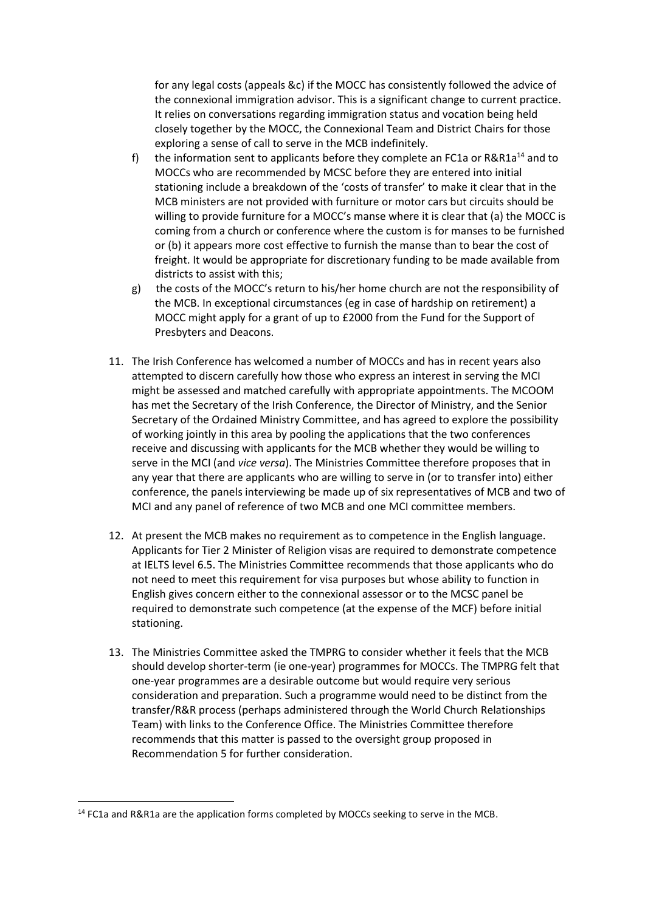for any legal costs (appeals &c) if the MOCC has consistently followed the advice of the connexional immigration advisor. This is a significant change to current practice. It relies on conversations regarding immigration status and vocation being held closely together by the MOCC, the Connexional Team and District Chairs for those exploring a sense of call to serve in the MCB indefinitely.

f) the information sent to applicants before they complete an FC1a or R&R1a[14] and to MOCCs who are recommended by MCSC before they are entered into initial stationing include a breakdown of the 'costs of transfer' to make it clear that in the MCB ministers are not provided with furniture or motor cars but circuits should be willing to provide furniture for a MOCC's manse where it is clear that (a) the MOCC is coming from a church or conference where the custom is for manses to be furnished or (b) it appears more cost effective to furnish the manse than to bear the cost of freight. It would be appropriate for discretionary funding to be made available from districts to assist with this;

g) the costs of the MOCC's return to his/her home church are not the responsibility of the MCB. In exceptional circumstances (eg in case of hardship on retirement) a MOCC might apply for a grant of up to £2000 from the Fund for the Support of Presbyters and Deacons.

11. The Irish Conference has welcomed a number of MOCCs and has in recent years also attempted to discern carefully how those who express an interest in serving the MCI might be assessed and matched carefully with appropriate appointments. The MCOOM has met the Secretary of the Irish Conference, the Director of Ministry, and the Senior Secretary of the Ordained Ministry Committee, and has agreed to explore the possibility of working jointly in this area by pooling the applications that the two conferences receive and discussing with applicants for the MCB whether they would be willing to serve in the MCI (and *vice versa*). The Ministries Committee therefore proposes that in any year that there are applicants who are willing to serve in (or to transfer into) either conference, the panels interviewing be made up of six representatives of MCB and two of MCI and any panel of reference of two MCB and one MCI committee members.

12. At present the MCB makes no requirement as to competence in the English language. Applicants for Tier 2 Minister of Religion visas are required to demonstrate competence at IELTS level 6.5. The Ministries Committee recommends that those applicants who do not need to meet this requirement for visa purposes but whose ability to function in English gives concern either to the connexional assessor or to the MCSC panel be required to demonstrate such competence (at the expense of the MCF) before initial stationing.

13. The Ministries Committee asked the TMPRG to consider whether it feels that the MCB should develop shorter-term (ie one-year) programmes for MOCCs. The TMPRG felt that one-year programmes are a desirable outcome but would require very serious consideration and preparation. Such a programme would need to be distinct from the transfer/R&R process (perhaps administered through the World Church Relationships Team) with links to the Conference Office. The Ministries Committee therefore recommends that this matter is passed to the oversight group proposed in Recommendation 5 for further consideration.

---

[14] FC1a and R&R1a are the application forms completed by MOCCs seeking to serve in the MCB.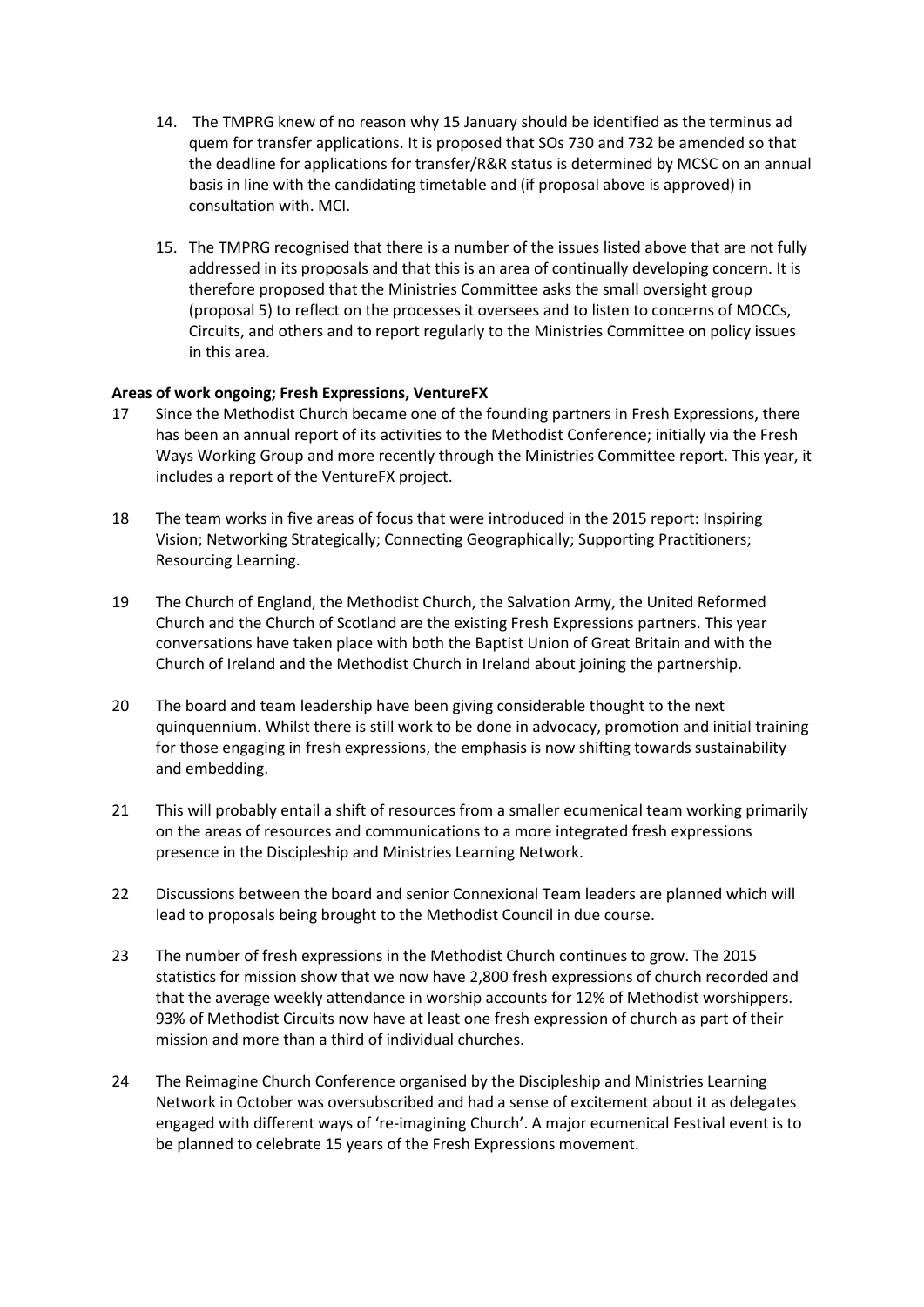14. The TMPRG knew of no reason why 15 January should be identified as the terminus ad quem for transfer applications. It is proposed that SOs 730 and 732 be amended so that the deadline for applications for transfer/R&R status is determined by MCSC on an annual basis in line with the candidating timetable and (if proposal above is approved) in consultation with. MCI.

15. The TMPRG recognised that there is a number of the issues listed above that are not fully addressed in its proposals and that this is an area of continually developing concern. It is therefore proposed that the Ministries Committee asks the small oversight group (proposal 5) to reflect on the processes it oversees and to listen to concerns of MOCCs, Circuits, and others and to report regularly to the Ministries Committee on policy issues in this area.

**Areas of work ongoing; Fresh Expressions, VentureFX**

17 Since the Methodist Church became one of the founding partners in Fresh Expressions, there has been an annual report of its activities to the Methodist Conference; initially via the Fresh Ways Working Group and more recently through the Ministries Committee report. This year, it includes a report of the VentureFX project.

18 The team works in five areas of focus that were introduced in the 2015 report: Inspiring Vision; Networking Strategically; Connecting Geographically; Supporting Practitioners; Resourcing Learning.

19 The Church of England, the Methodist Church, the Salvation Army, the United Reformed Church and the Church of Scotland are the existing Fresh Expressions partners. This year conversations have taken place with both the Baptist Union of Great Britain and with the Church of Ireland and the Methodist Church in Ireland about joining the partnership.

20 The board and team leadership have been giving considerable thought to the next quinquennium. Whilst there is still work to be done in advocacy, promotion and initial training for those engaging in fresh expressions, the emphasis is now shifting towards sustainability and embedding.

21 This will probably entail a shift of resources from a smaller ecumenical team working primarily on the areas of resources and communications to a more integrated fresh expressions presence in the Discipleship and Ministries Learning Network.

22 Discussions between the board and senior Connexional Team leaders are planned which will lead to proposals being brought to the Methodist Council in due course.

23 The number of fresh expressions in the Methodist Church continues to grow. The 2015 statistics for mission show that we now have 2,800 fresh expressions of church recorded and that the average weekly attendance in worship accounts for 12% of Methodist worshippers. 93% of Methodist Circuits now have at least one fresh expression of church as part of their mission and more than a third of individual churches.

24 The Reimagine Church Conference organised by the Discipleship and Ministries Learning Network in October was oversubscribed and had a sense of excitement about it as delegates engaged with different ways of 're-imagining Church'. A major ecumenical Festival event is to be planned to celebrate 15 years of the Fresh Expressions movement.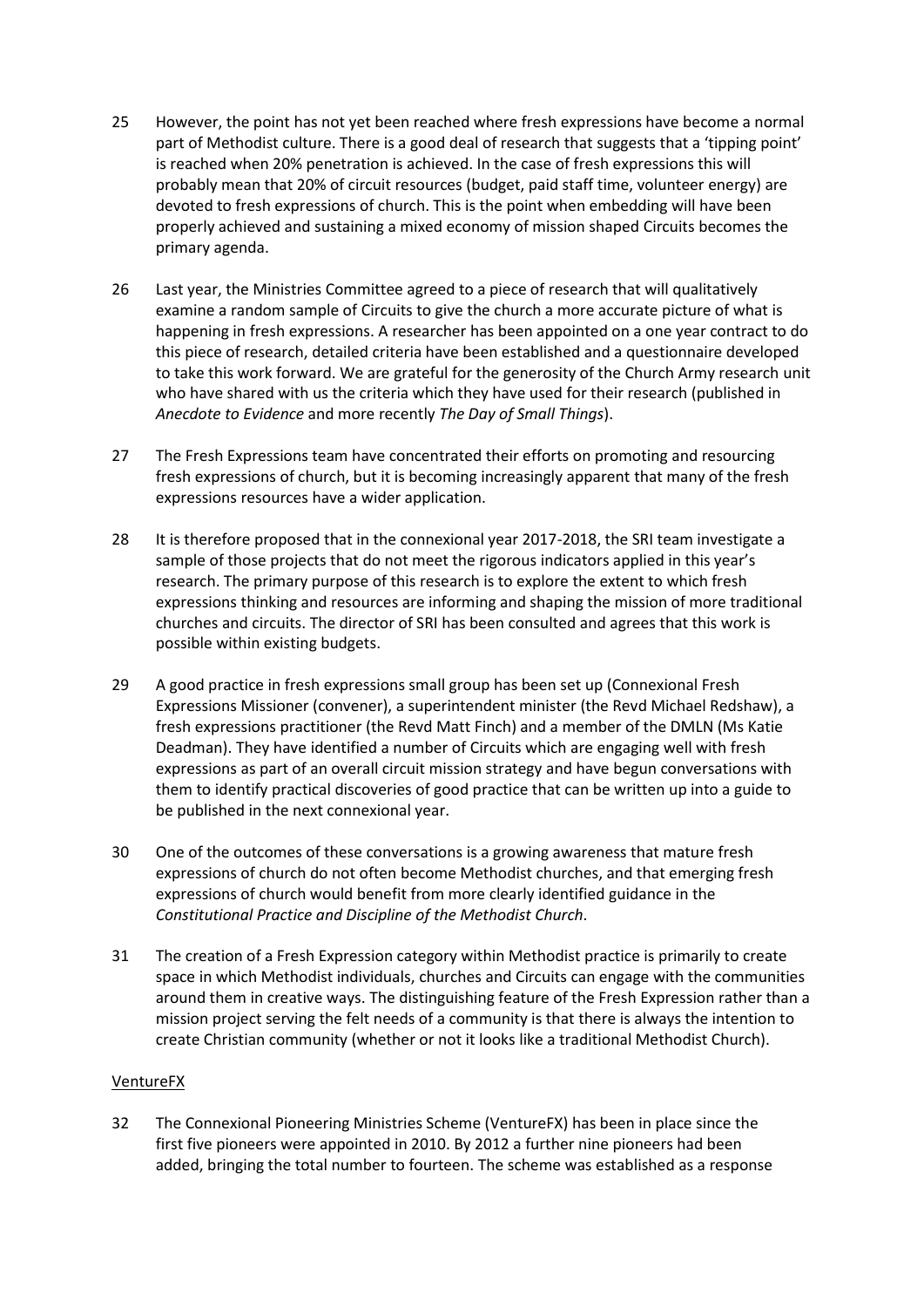25 However, the point has not yet been reached where fresh expressions have become a normal part of Methodist culture. There is a good deal of research that suggests that a 'tipping point' is reached when 20% penetration is achieved. In the case of fresh expressions this will probably mean that 20% of circuit resources (budget, paid staff time, volunteer energy) are devoted to fresh expressions of church. This is the point when embedding will have been properly achieved and sustaining a mixed economy of mission shaped Circuits becomes the primary agenda.

26 Last year, the Ministries Committee agreed to a piece of research that will qualitatively examine a random sample of Circuits to give the church a more accurate picture of what is happening in fresh expressions. A researcher has been appointed on a one year contract to do this piece of research, detailed criteria have been established and a questionnaire developed to take this work forward. We are grateful for the generosity of the Church Army research unit who have shared with us the criteria which they have used for their research (published in *Anecdote to Evidence* and more recently *The Day of Small Things*).

27 The Fresh Expressions team have concentrated their efforts on promoting and resourcing fresh expressions of church, but it is becoming increasingly apparent that many of the fresh expressions resources have a wider application.

28 It is therefore proposed that in the connexional year 2017-2018, the SRI team investigate a sample of those projects that do not meet the rigorous indicators applied in this year's research. The primary purpose of this research is to explore the extent to which fresh expressions thinking and resources are informing and shaping the mission of more traditional churches and circuits. The director of SRI has been consulted and agrees that this work is possible within existing budgets.

29 A good practice in fresh expressions small group has been set up (Connexional Fresh Expressions Missioner (convener), a superintendent minister (the Revd Michael Redshaw), a fresh expressions practitioner (the Revd Matt Finch) and a member of the DMLN (Ms Katie Deadman). They have identified a number of Circuits which are engaging well with fresh expressions as part of an overall circuit mission strategy and have begun conversations with them to identify practical discoveries of good practice that can be written up into a guide to be published in the next connexional year.

30 One of the outcomes of these conversations is a growing awareness that mature fresh expressions of church do not often become Methodist churches, and that emerging fresh expressions of church would benefit from more clearly identified guidance in the *Constitutional Practice and Discipline of the Methodist Church*.

31 The creation of a Fresh Expression category within Methodist practice is primarily to create space in which Methodist individuals, churches and Circuits can engage with the communities around them in creative ways. The distinguishing feature of the Fresh Expression rather than a mission project serving the felt needs of a community is that there is always the intention to create Christian community (whether or not it looks like a traditional Methodist Church).

<u>VentureFX</u>

32 The Connexional Pioneering Ministries Scheme (VentureFX) has been in place since the first five pioneers were appointed in 2010. By 2012 a further nine pioneers had been added, bringing the total number to fourteen. The scheme was established as a response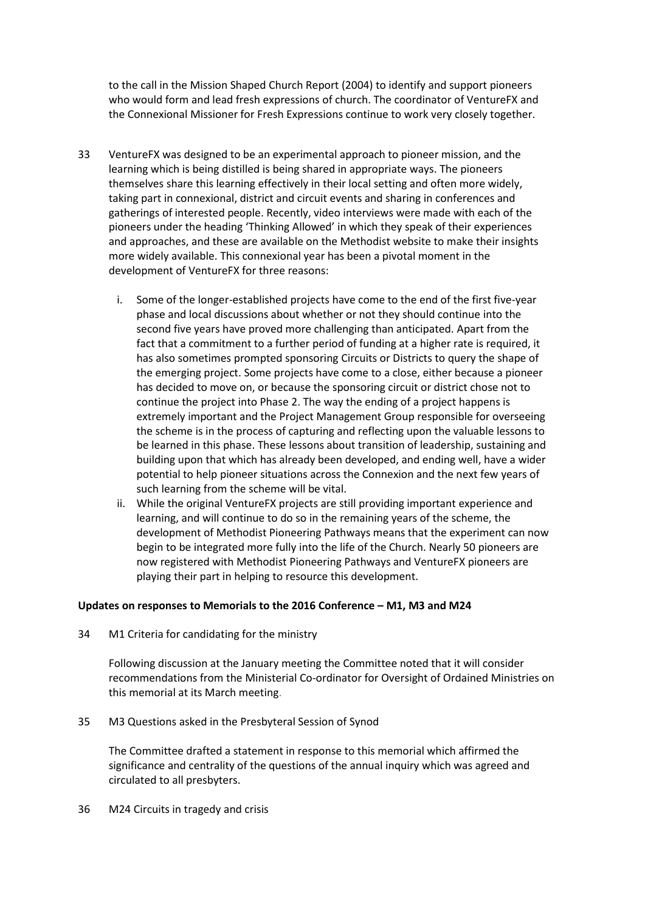to the call in the Mission Shaped Church Report (2004) to identify and support pioneers who would form and lead fresh expressions of church. The coordinator of VentureFX and the Connexional Missioner for Fresh Expressions continue to work very closely together.

33 VentureFX was designed to be an experimental approach to pioneer mission, and the learning which is being distilled is being shared in appropriate ways. The pioneers themselves share this learning effectively in their local setting and often more widely, taking part in connexional, district and circuit events and sharing in conferences and gatherings of interested people. Recently, video interviews were made with each of the pioneers under the heading 'Thinking Allowed' in which they speak of their experiences and approaches, and these are available on the Methodist website to make their insights more widely available. This connexional year has been a pivotal moment in the development of VentureFX for three reasons:

   i. Some of the longer-established projects have come to the end of the first five-year phase and local discussions about whether or not they should continue into the second five years have proved more challenging than anticipated. Apart from the fact that a commitment to a further period of funding at a higher rate is required, it has also sometimes prompted sponsoring Circuits or Districts to query the shape of the emerging project. Some projects have come to a close, either because a pioneer has decided to move on, or because the sponsoring circuit or district chose not to continue the project into Phase 2. The way the ending of a project happens is extremely important and the Project Management Group responsible for overseeing the scheme is in the process of capturing and reflecting upon the valuable lessons to be learned in this phase. These lessons about transition of leadership, sustaining and building upon that which has already been developed, and ending well, have a wider potential to help pioneer situations across the Connexion and the next few years of such learning from the scheme will be vital.
   ii. While the original VentureFX projects are still providing important experience and learning, and will continue to do so in the remaining years of the scheme, the development of Methodist Pioneering Pathways means that the experiment can now begin to be integrated more fully into the life of the Church. Nearly 50 pioneers are now registered with Methodist Pioneering Pathways and VentureFX pioneers are playing their part in helping to resource this development.

**Updates on responses to Memorials to the 2016 Conference – M1, M3 and M24**

34 M1 Criteria for candidating for the ministry

Following discussion at the January meeting the Committee noted that it will consider recommendations from the Ministerial Co-ordinator for Oversight of Ordained Ministries on this memorial at its March meeting.

35 M3 Questions asked in the Presbyteral Session of Synod

The Committee drafted a statement in response to this memorial which affirmed the significance and centrality of the questions of the annual inquiry which was agreed and circulated to all presbyters.

36 M24 Circuits in tragedy and crisis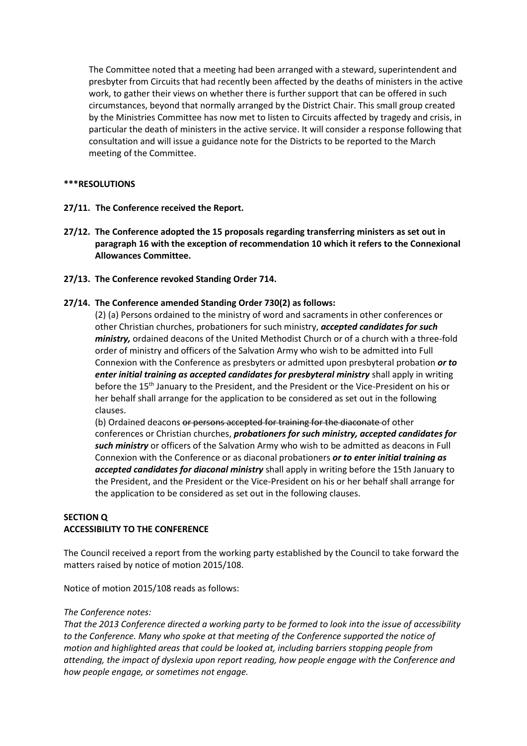The Committee noted that a meeting had been arranged with a steward, superintendent and presbyter from Circuits that had recently been affected by the deaths of ministers in the active work, to gather their views on whether there is further support that can be offered in such circumstances, beyond that normally arranged by the District Chair. This small group created by the Ministries Committee has now met to listen to Circuits affected by tragedy and crisis, in particular the death of ministers in the active service. It will consider a response following that consultation and will issue a guidance note for the Districts to be reported to the March meeting of the Committee.

**\*\*\*RESOLUTIONS**

**27/11. The Conference received the Report.**

**27/12. The Conference adopted the 15 proposals regarding transferring ministers as set out in paragraph 16 with the exception of recommendation 10 which it refers to the Connexional Allowances Committee.**

**27/13. The Conference revoked Standing Order 714.**

**27/14. The Conference amended Standing Order 730(2) as follows:**

(2) (a) Persons ordained to the ministry of word and sacraments in other conferences or other Christian churches, probationers for such ministry, ***accepted candidates for such ministry,*** ordained deacons of the United Methodist Church or of a church with a three-fold order of ministry and officers of the Salvation Army who wish to be admitted into Full Connexion with the Conference as presbyters or admitted upon presbyteral probation ***or to enter initial training as accepted candidates for presbyteral ministry*** shall apply in writing before the 15th January to the President, and the President or the Vice-President on his or her behalf shall arrange for the application to be considered as set out in the following clauses.

(b) Ordained deacons ~~or persons accepted for training for the diaconate~~ of other conferences or Christian churches, ***probationers for such ministry, accepted candidates for such ministry*** or officers of the Salvation Army who wish to be admitted as deacons in Full Connexion with the Conference or as diaconal probationers ***or to enter initial training as accepted candidates for diaconal ministry*** shall apply in writing before the 15th January to the President, and the President or the Vice-President on his or her behalf shall arrange for the application to be considered as set out in the following clauses.

## SECTION Q
## ACCESSIBILITY TO THE CONFERENCE

The Council received a report from the working party established by the Council to take forward the matters raised by notice of motion 2015/108.

Notice of motion 2015/108 reads as follows:

*The Conference notes:*

*That the 2013 Conference directed a working party to be formed to look into the issue of accessibility to the Conference. Many who spoke at that meeting of the Conference supported the notice of motion and highlighted areas that could be looked at, including barriers stopping people from attending, the impact of dyslexia upon report reading, how people engage with the Conference and how people engage, or sometimes not engage.*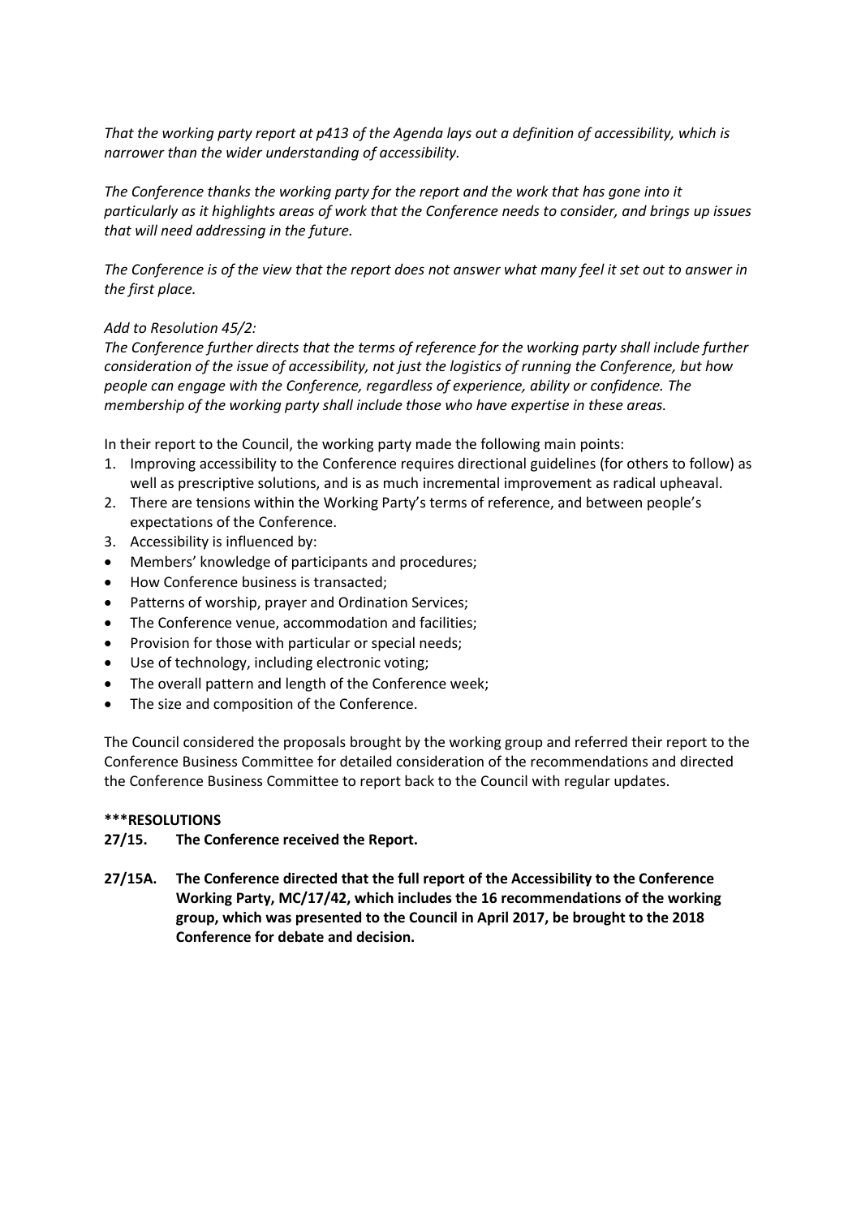*That the working party report at p413 of the Agenda lays out a definition of accessibility, which is narrower than the wider understanding of accessibility.*

*The Conference thanks the working party for the report and the work that has gone into it particularly as it highlights areas of work that the Conference needs to consider, and brings up issues that will need addressing in the future.*

*The Conference is of the view that the report does not answer what many feel it set out to answer in the first place.*

*Add to Resolution 45/2:*
*The Conference further directs that the terms of reference for the working party shall include further consideration of the issue of accessibility, not just the logistics of running the Conference, but how people can engage with the Conference, regardless of experience, ability or confidence. The membership of the working party shall include those who have expertise in these areas.*

In their report to the Council, the working party made the following main points:

1. Improving accessibility to the Conference requires directional guidelines (for others to follow) as well as prescriptive solutions, and is as much incremental improvement as radical upheaval.
2. There are tensions within the Working Party's terms of reference, and between people's expectations of the Conference.
3. Accessibility is influenced by:

- Members' knowledge of participants and procedures;
- How Conference business is transacted;
- Patterns of worship, prayer and Ordination Services;
- The Conference venue, accommodation and facilities;
- Provision for those with particular or special needs;
- Use of technology, including electronic voting;
- The overall pattern and length of the Conference week;
- The size and composition of the Conference.

The Council considered the proposals brought by the working group and referred their report to the Conference Business Committee for detailed consideration of the recommendations and directed the Conference Business Committee to report back to the Council with regular updates.

**\*\*\*RESOLUTIONS**

**27/15. The Conference received the Report.**

**27/15A. The Conference directed that the full report of the Accessibility to the Conference Working Party, MC/17/42, which includes the 16 recommendations of the working group, which was presented to the Council in April 2017, be brought to the 2018 Conference for debate and decision.**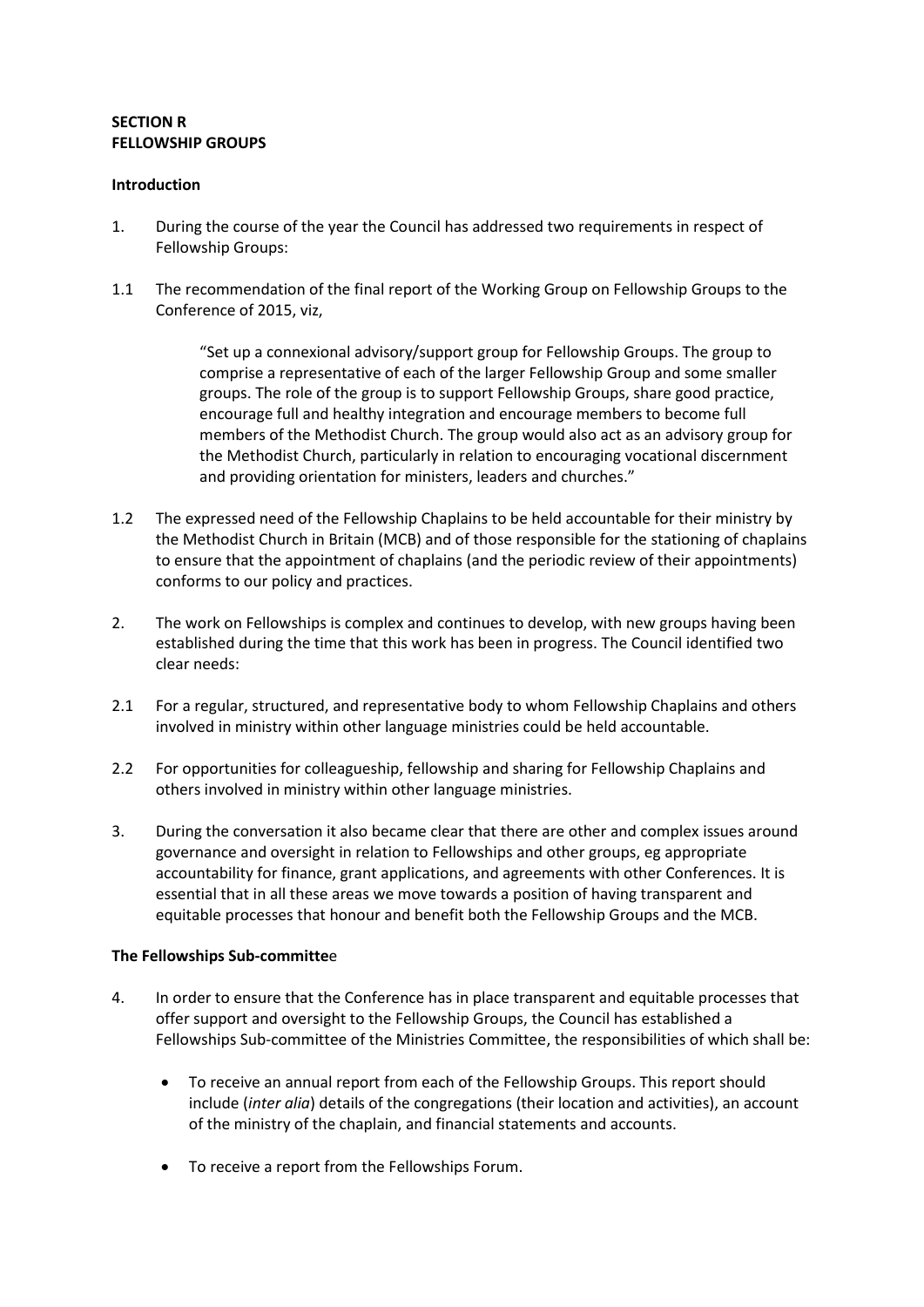**SECTION R**
**FELLOWSHIP GROUPS**

**Introduction**

1. During the course of the year the Council has addressed two requirements in respect of Fellowship Groups:

1.1 The recommendation of the final report of the Working Group on Fellowship Groups to the Conference of 2015, viz,

> "Set up a connexional advisory/support group for Fellowship Groups. The group to comprise a representative of each of the larger Fellowship Group and some smaller groups. The role of the group is to support Fellowship Groups, share good practice, encourage full and healthy integration and encourage members to become full members of the Methodist Church. The group would also act as an advisory group for the Methodist Church, particularly in relation to encouraging vocational discernment and providing orientation for ministers, leaders and churches."

1.2 The expressed need of the Fellowship Chaplains to be held accountable for their ministry by the Methodist Church in Britain (MCB) and of those responsible for the stationing of chaplains to ensure that the appointment of chaplains (and the periodic review of their appointments) conforms to our policy and practices.

2. The work on Fellowships is complex and continues to develop, with new groups having been established during the time that this work has been in progress. The Council identified two clear needs:

2.1 For a regular, structured, and representative body to whom Fellowship Chaplains and others involved in ministry within other language ministries could be held accountable.

2.2 For opportunities for colleagueship, fellowship and sharing for Fellowship Chaplains and others involved in ministry within other language ministries.

3. During the conversation it also became clear that there are other and complex issues around governance and oversight in relation to Fellowships and other groups, eg appropriate accountability for finance, grant applications, and agreements with other Conferences. It is essential that in all these areas we move towards a position of having transparent and equitable processes that honour and benefit both the Fellowship Groups and the MCB.

**The Fellowships Sub-committee**

4. In order to ensure that the Conference has in place transparent and equitable processes that offer support and oversight to the Fellowship Groups, the Council has established a Fellowships Sub-committee of the Ministries Committee, the responsibilities of which shall be:

   - To receive an annual report from each of the Fellowship Groups. This report should include (*inter alia*) details of the congregations (their location and activities), an account of the ministry of the chaplain, and financial statements and accounts.

   - To receive a report from the Fellowships Forum.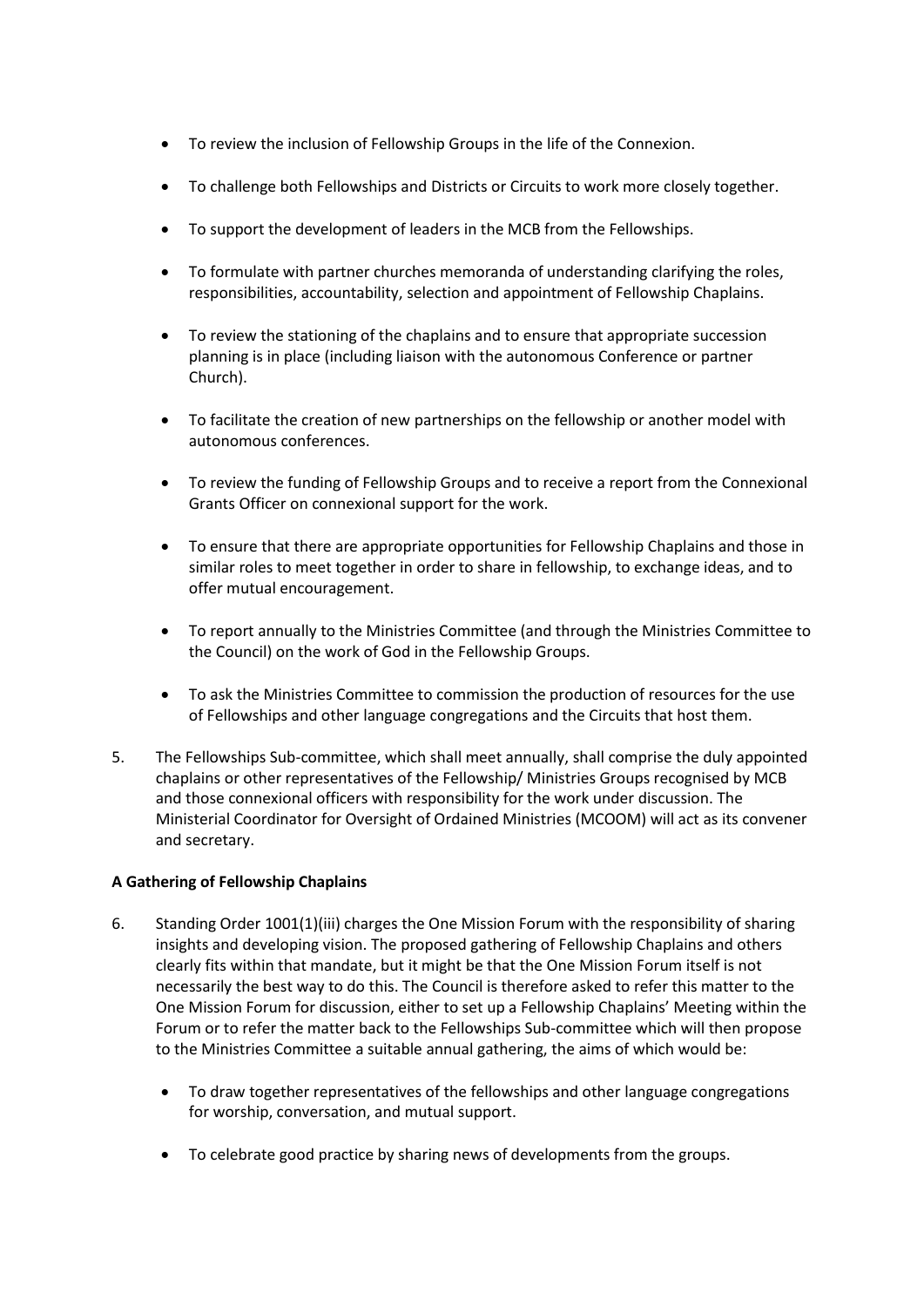- To review the inclusion of Fellowship Groups in the life of the Connexion.
- To challenge both Fellowships and Districts or Circuits to work more closely together.
- To support the development of leaders in the MCB from the Fellowships.
- To formulate with partner churches memoranda of understanding clarifying the roles, responsibilities, accountability, selection and appointment of Fellowship Chaplains.
- To review the stationing of the chaplains and to ensure that appropriate succession planning is in place (including liaison with the autonomous Conference or partner Church).
- To facilitate the creation of new partnerships on the fellowship or another model with autonomous conferences.
- To review the funding of Fellowship Groups and to receive a report from the Connexional Grants Officer on connexional support for the work.
- To ensure that there are appropriate opportunities for Fellowship Chaplains and those in similar roles to meet together in order to share in fellowship, to exchange ideas, and to offer mutual encouragement.
- To report annually to the Ministries Committee (and through the Ministries Committee to the Council) on the work of God in the Fellowship Groups.
- To ask the Ministries Committee to commission the production of resources for the use of Fellowships and other language congregations and the Circuits that host them.

5. The Fellowships Sub-committee, which shall meet annually, shall comprise the duly appointed chaplains or other representatives of the Fellowship/ Ministries Groups recognised by MCB and those connexional officers with responsibility for the work under discussion. The Ministerial Coordinator for Oversight of Ordained Ministries (MCOOM) will act as its convener and secretary.

**A Gathering of Fellowship Chaplains**

6. Standing Order 1001(1)(iii) charges the One Mission Forum with the responsibility of sharing insights and developing vision. The proposed gathering of Fellowship Chaplains and others clearly fits within that mandate, but it might be that the One Mission Forum itself is not necessarily the best way to do this. The Council is therefore asked to refer this matter to the One Mission Forum for discussion, either to set up a Fellowship Chaplains' Meeting within the Forum or to refer the matter back to the Fellowships Sub-committee which will then propose to the Ministries Committee a suitable annual gathering, the aims of which would be:

    - To draw together representatives of the fellowships and other language congregations for worship, conversation, and mutual support.
    - To celebrate good practice by sharing news of developments from the groups.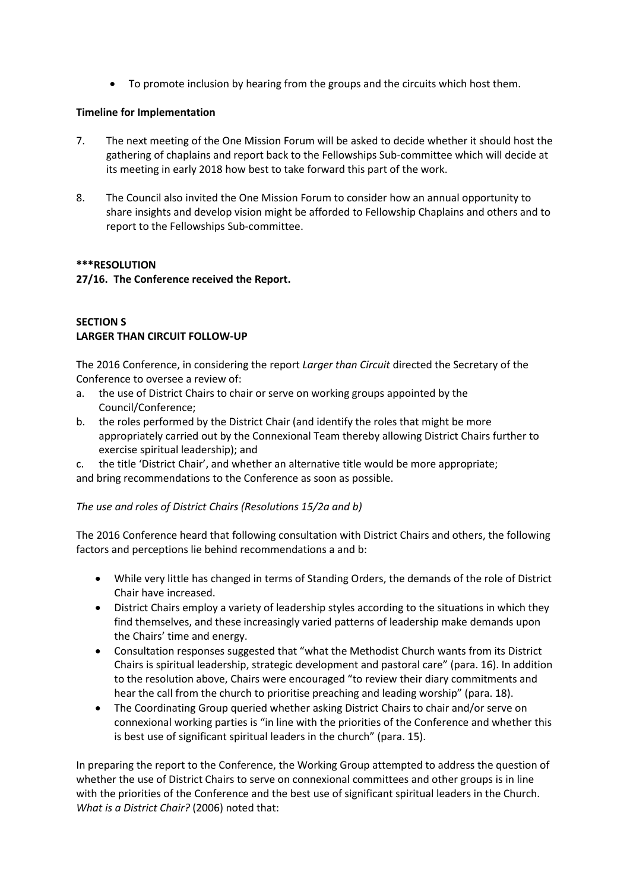- To promote inclusion by hearing from the groups and the circuits which host them.

**Timeline for Implementation**

7. The next meeting of the One Mission Forum will be asked to decide whether it should host the gathering of chaplains and report back to the Fellowships Sub-committee which will decide at its meeting in early 2018 how best to take forward this part of the work.

8. The Council also invited the One Mission Forum to consider how an annual opportunity to share insights and develop vision might be afforded to Fellowship Chaplains and others and to report to the Fellowships Sub-committee.

**\*\*\*RESOLUTION**

**27/16. The Conference received the Report.**

**SECTION S**
**LARGER THAN CIRCUIT FOLLOW-UP**

The 2016 Conference, in considering the report *Larger than Circuit* directed the Secretary of the Conference to oversee a review of:

a. the use of District Chairs to chair or serve on working groups appointed by the Council/Conference;
b. the roles performed by the District Chair (and identify the roles that might be more appropriately carried out by the Connexional Team thereby allowing District Chairs further to exercise spiritual leadership); and
c. the title 'District Chair', and whether an alternative title would be more appropriate;

and bring recommendations to the Conference as soon as possible.

*The use and roles of District Chairs (Resolutions 15/2a and b)*

The 2016 Conference heard that following consultation with District Chairs and others, the following factors and perceptions lie behind recommendations a and b:

- While very little has changed in terms of Standing Orders, the demands of the role of District Chair have increased.
- District Chairs employ a variety of leadership styles according to the situations in which they find themselves, and these increasingly varied patterns of leadership make demands upon the Chairs' time and energy.
- Consultation responses suggested that "what the Methodist Church wants from its District Chairs is spiritual leadership, strategic development and pastoral care" (para. 16). In addition to the resolution above, Chairs were encouraged "to review their diary commitments and hear the call from the church to prioritise preaching and leading worship" (para. 18).
- The Coordinating Group queried whether asking District Chairs to chair and/or serve on connexional working parties is "in line with the priorities of the Conference and whether this is best use of significant spiritual leaders in the church" (para. 15).

In preparing the report to the Conference, the Working Group attempted to address the question of whether the use of District Chairs to serve on connexional committees and other groups is in line with the priorities of the Conference and the best use of significant spiritual leaders in the Church. *What is a District Chair?* (2006) noted that: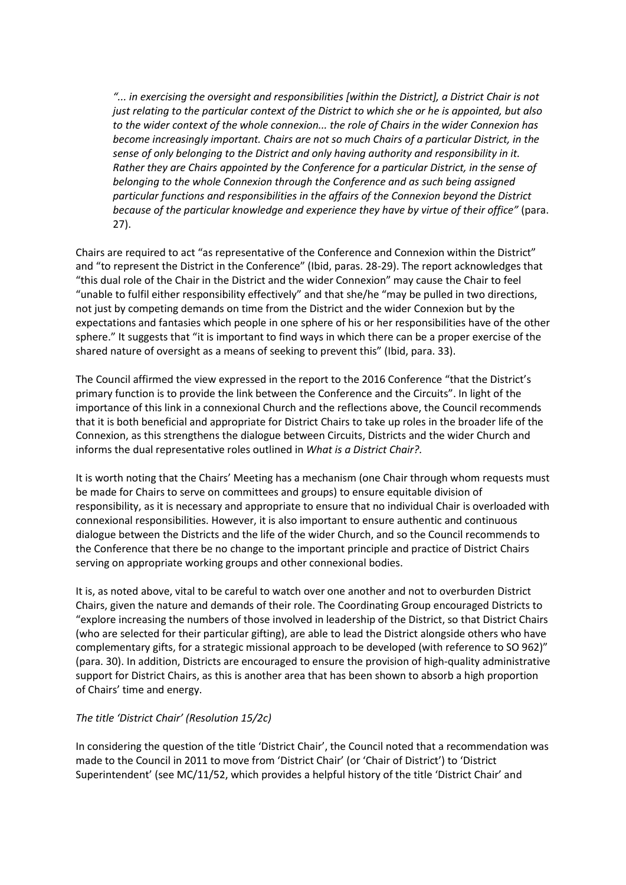> *"... in exercising the oversight and responsibilities [within the District], a District Chair is not just relating to the particular context of the District to which she or he is appointed, but also to the wider context of the whole connexion... the role of Chairs in the wider Connexion has become increasingly important. Chairs are not so much Chairs of a particular District, in the sense of only belonging to the District and only having authority and responsibility in it. Rather they are Chairs appointed by the Conference for a particular District, in the sense of belonging to the whole Connexion through the Conference and as such being assigned particular functions and responsibilities in the affairs of the Connexion beyond the District because of the particular knowledge and experience they have by virtue of their office"* (para. 27).

Chairs are required to act "as representative of the Conference and Connexion within the District" and "to represent the District in the Conference" (Ibid, paras. 28-29). The report acknowledges that "this dual role of the Chair in the District and the wider Connexion" may cause the Chair to feel "unable to fulfil either responsibility effectively" and that she/he "may be pulled in two directions, not just by competing demands on time from the District and the wider Connexion but by the expectations and fantasies which people in one sphere of his or her responsibilities have of the other sphere." It suggests that "it is important to find ways in which there can be a proper exercise of the shared nature of oversight as a means of seeking to prevent this" (Ibid, para. 33).

The Council affirmed the view expressed in the report to the 2016 Conference "that the District's primary function is to provide the link between the Conference and the Circuits". In light of the importance of this link in a connexional Church and the reflections above, the Council recommends that it is both beneficial and appropriate for District Chairs to take up roles in the broader life of the Connexion, as this strengthens the dialogue between Circuits, Districts and the wider Church and informs the dual representative roles outlined in *What is a District Chair?.*

It is worth noting that the Chairs' Meeting has a mechanism (one Chair through whom requests must be made for Chairs to serve on committees and groups) to ensure equitable division of responsibility, as it is necessary and appropriate to ensure that no individual Chair is overloaded with connexional responsibilities. However, it is also important to ensure authentic and continuous dialogue between the Districts and the life of the wider Church, and so the Council recommends to the Conference that there be no change to the important principle and practice of District Chairs serving on appropriate working groups and other connexional bodies.

It is, as noted above, vital to be careful to watch over one another and not to overburden District Chairs, given the nature and demands of their role. The Coordinating Group encouraged Districts to "explore increasing the numbers of those involved in leadership of the District, so that District Chairs (who are selected for their particular gifting), are able to lead the District alongside others who have complementary gifts, for a strategic missional approach to be developed (with reference to SO 962)" (para. 30). In addition, Districts are encouraged to ensure the provision of high-quality administrative support for District Chairs, as this is another area that has been shown to absorb a high proportion of Chairs' time and energy.

*The title 'District Chair' (Resolution 15/2c)*

In considering the question of the title 'District Chair', the Council noted that a recommendation was made to the Council in 2011 to move from 'District Chair' (or 'Chair of District') to 'District Superintendent' (see MC/11/52, which provides a helpful history of the title 'District Chair' and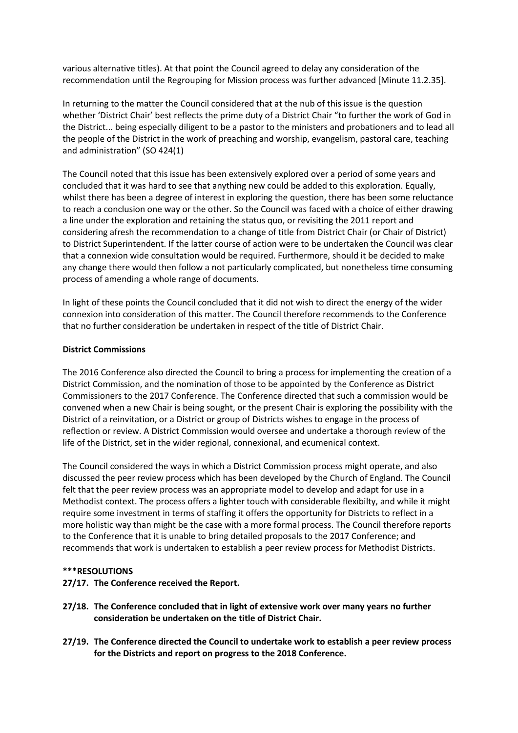various alternative titles). At that point the Council agreed to delay any consideration of the recommendation until the Regrouping for Mission process was further advanced [Minute 11.2.35].

In returning to the matter the Council considered that at the nub of this issue is the question whether 'District Chair' best reflects the prime duty of a District Chair "to further the work of God in the District... being especially diligent to be a pastor to the ministers and probationers and to lead all the people of the District in the work of preaching and worship, evangelism, pastoral care, teaching and administration" (SO 424(1)

The Council noted that this issue has been extensively explored over a period of some years and concluded that it was hard to see that anything new could be added to this exploration. Equally, whilst there has been a degree of interest in exploring the question, there has been some reluctance to reach a conclusion one way or the other. So the Council was faced with a choice of either drawing a line under the exploration and retaining the status quo, or revisiting the 2011 report and considering afresh the recommendation to a change of title from District Chair (or Chair of District) to District Superintendent. If the latter course of action were to be undertaken the Council was clear that a connexion wide consultation would be required. Furthermore, should it be decided to make any change there would then follow a not particularly complicated, but nonetheless time consuming process of amending a whole range of documents.

In light of these points the Council concluded that it did not wish to direct the energy of the wider connexion into consideration of this matter. The Council therefore recommends to the Conference that no further consideration be undertaken in respect of the title of District Chair.

**District Commissions**

The 2016 Conference also directed the Council to bring a process for implementing the creation of a District Commission, and the nomination of those to be appointed by the Conference as District Commissioners to the 2017 Conference. The Conference directed that such a commission would be convened when a new Chair is being sought, or the present Chair is exploring the possibility with the District of a reinvitation, or a District or group of Districts wishes to engage in the process of reflection or review. A District Commission would oversee and undertake a thorough review of the life of the District, set in the wider regional, connexional, and ecumenical context.

The Council considered the ways in which a District Commission process might operate, and also discussed the peer review process which has been developed by the Church of England. The Council felt that the peer review process was an appropriate model to develop and adapt for use in a Methodist context. The process offers a lighter touch with considerable flexibilty, and while it might require some investment in terms of staffing it offers the opportunity for Districts to reflect in a more holistic way than might be the case with a more formal process. The Council therefore reports to the Conference that it is unable to bring detailed proposals to the 2017 Conference; and recommends that work is undertaken to establish a peer review process for Methodist Districts.

**\*\*\*RESOLUTIONS**

**27/17. The Conference received the Report.**

**27/18. The Conference concluded that in light of extensive work over many years no further consideration be undertaken on the title of District Chair.**

**27/19. The Conference directed the Council to undertake work to establish a peer review process for the Districts and report on progress to the 2018 Conference.**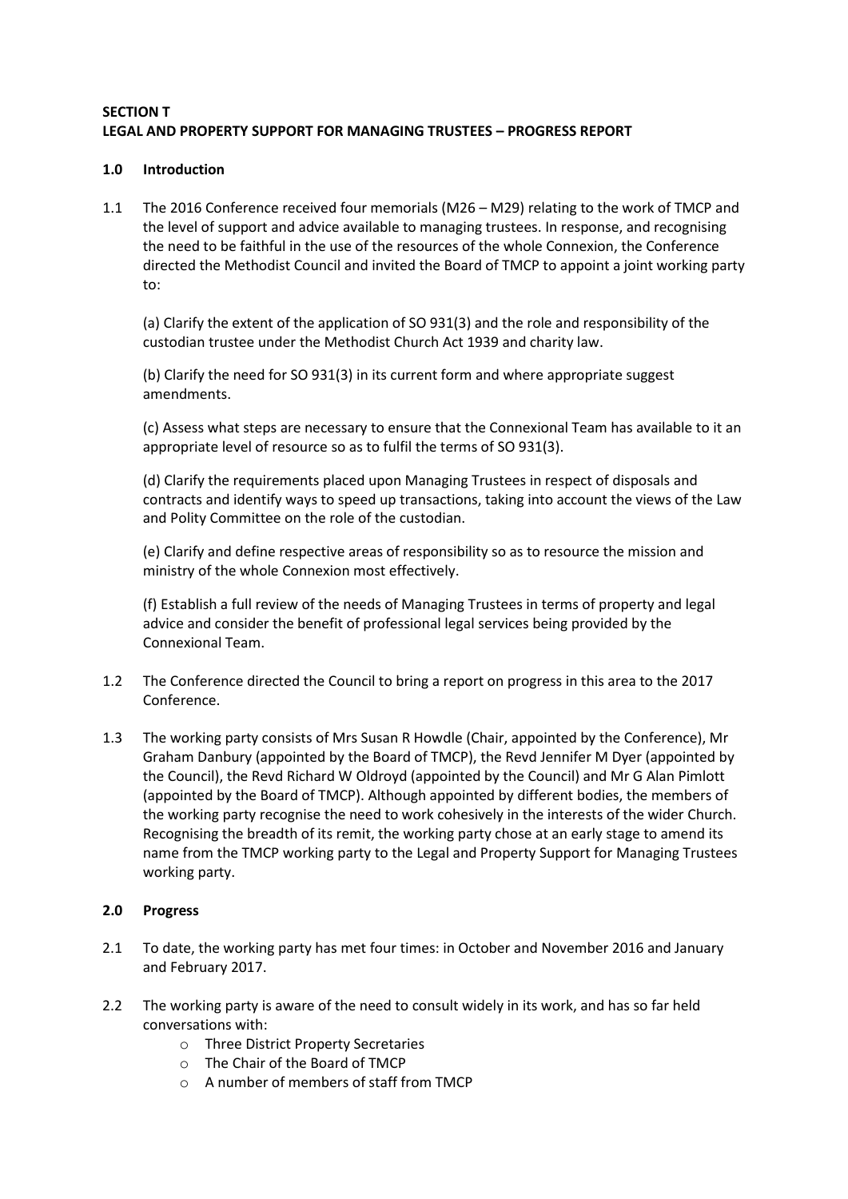**SECTION T**
**LEGAL AND PROPERTY SUPPORT FOR MANAGING TRUSTEES – PROGRESS REPORT**

**1.0 Introduction**

1.1 The 2016 Conference received four memorials (M26 – M29) relating to the work of TMCP and the level of support and advice available to managing trustees. In response, and recognising the need to be faithful in the use of the resources of the whole Connexion, the Conference directed the Methodist Council and invited the Board of TMCP to appoint a joint working party to:

(a) Clarify the extent of the application of SO 931(3) and the role and responsibility of the custodian trustee under the Methodist Church Act 1939 and charity law.

(b) Clarify the need for SO 931(3) in its current form and where appropriate suggest amendments.

(c) Assess what steps are necessary to ensure that the Connexional Team has available to it an appropriate level of resource so as to fulfil the terms of SO 931(3).

(d) Clarify the requirements placed upon Managing Trustees in respect of disposals and contracts and identify ways to speed up transactions, taking into account the views of the Law and Polity Committee on the role of the custodian.

(e) Clarify and define respective areas of responsibility so as to resource the mission and ministry of the whole Connexion most effectively.

(f) Establish a full review of the needs of Managing Trustees in terms of property and legal advice and consider the benefit of professional legal services being provided by the Connexional Team.

1.2 The Conference directed the Council to bring a report on progress in this area to the 2017 Conference.

1.3 The working party consists of Mrs Susan R Howdle (Chair, appointed by the Conference), Mr Graham Danbury (appointed by the Board of TMCP), the Revd Jennifer M Dyer (appointed by the Council), the Revd Richard W Oldroyd (appointed by the Council) and Mr G Alan Pimlott (appointed by the Board of TMCP). Although appointed by different bodies, the members of the working party recognise the need to work cohesively in the interests of the wider Church. Recognising the breadth of its remit, the working party chose at an early stage to amend its name from the TMCP working party to the Legal and Property Support for Managing Trustees working party.

**2.0 Progress**

2.1 To date, the working party has met four times: in October and November 2016 and January and February 2017.

2.2 The working party is aware of the need to consult widely in its work, and has so far held conversations with:

- Three District Property Secretaries
- The Chair of the Board of TMCP
- A number of members of staff from TMCP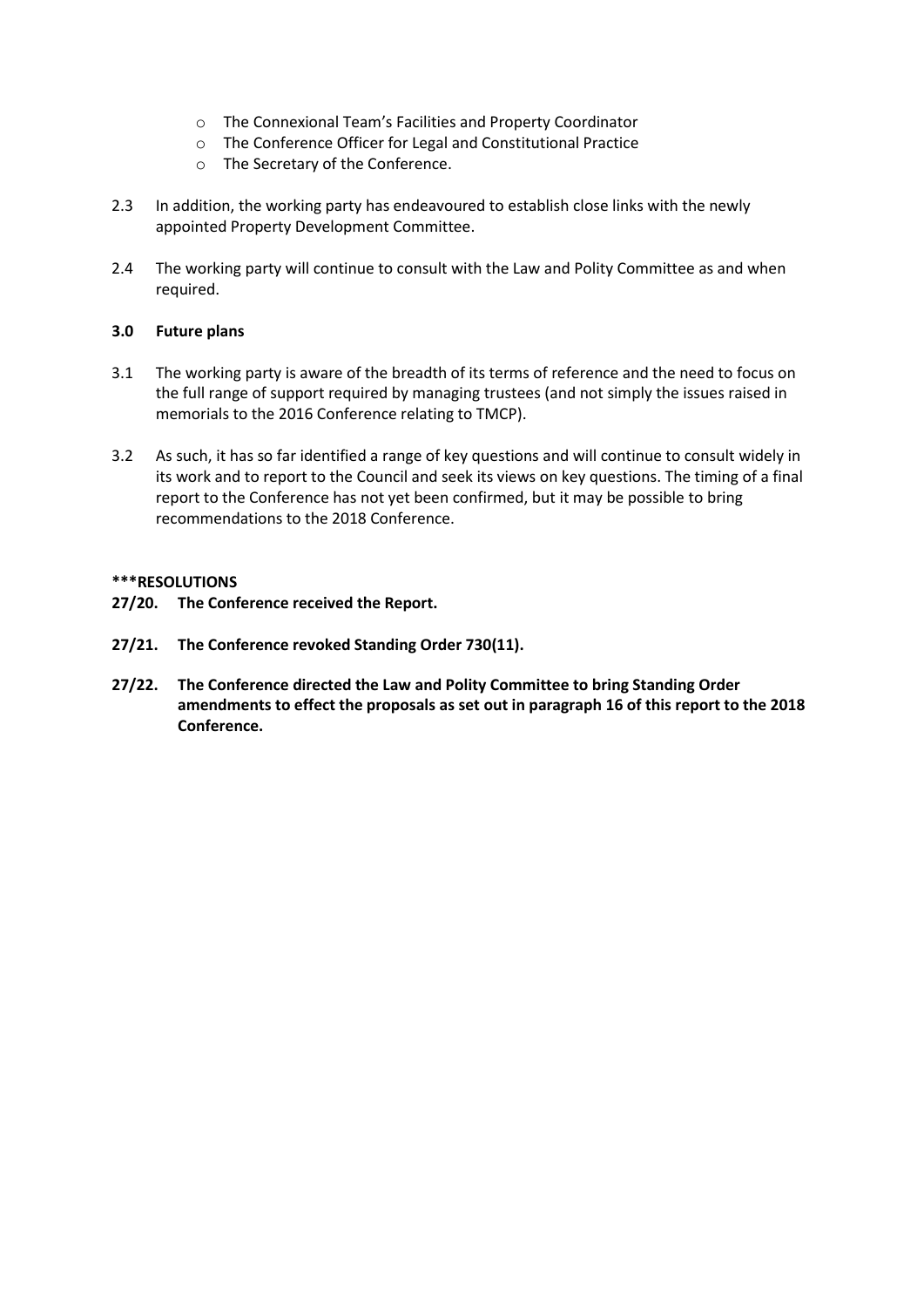- The Connexional Team's Facilities and Property Coordinator
- The Conference Officer for Legal and Constitutional Practice
- The Secretary of the Conference.

2.3 In addition, the working party has endeavoured to establish close links with the newly appointed Property Development Committee.

2.4 The working party will continue to consult with the Law and Polity Committee as and when required.

### 3.0 Future plans

3.1 The working party is aware of the breadth of its terms of reference and the need to focus on the full range of support required by managing trustees (and not simply the issues raised in memorials to the 2016 Conference relating to TMCP).

3.2 As such, it has so far identified a range of key questions and will continue to consult widely in its work and to report to the Council and seek its views on key questions. The timing of a final report to the Conference has not yet been confirmed, but it may be possible to bring recommendations to the 2018 Conference.

**\*\*\*RESOLUTIONS**

**27/20. The Conference received the Report.**

**27/21. The Conference revoked Standing Order 730(11).**

**27/22. The Conference directed the Law and Polity Committee to bring Standing Order amendments to effect the proposals as set out in paragraph 16 of this report to the 2018 Conference.**